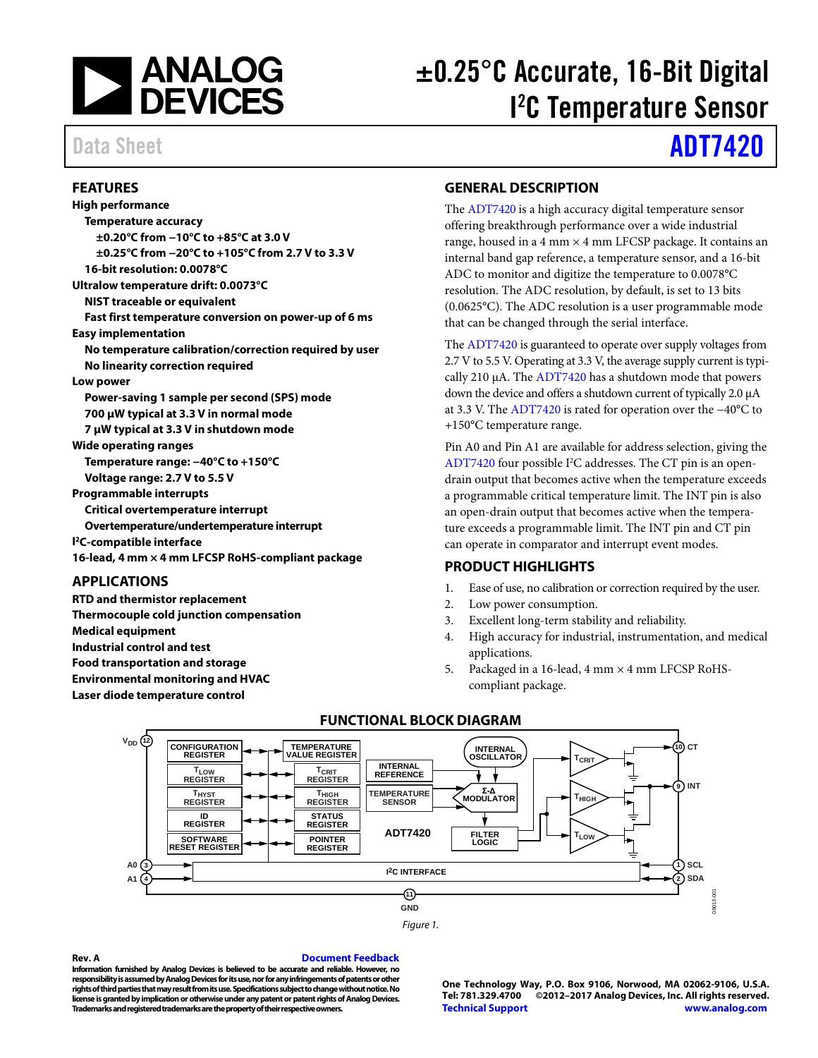# ±0.25°C Accurate, 16-Bit Digital I²C Temperature Sensor

Data Sheet **ADT7420**

## FEATURES

**High performance**
- **Temperature accuracy**
  - **±0.20°C from −10°C to +85°C at 3.0 V**
  - **±0.25°C from −20°C to +105°C from 2.7 V to 3.3 V**
- **16-bit resolution: 0.0078°C**

**Ultralow temperature drift: 0.0073°C**
- **NIST traceable or equivalent**
- **Fast first temperature conversion on power-up of 6 ms**

**Easy implementation**
- **No temperature calibration/correction required by user**
- **No linearity correction required**

**Low power**
- **Power-saving 1 sample per second (SPS) mode**
- **700 μW typical at 3.3 V in normal mode**
- **7 μW typical at 3.3 V in shutdown mode**

**Wide operating ranges**
- **Temperature range: −40°C to +150°C**
- **Voltage range: 2.7 V to 5.5 V**

**Programmable interrupts**
- **Critical overtemperature interrupt**
- **Overtemperature/undertemperature interrupt**

**I²C-compatible interface**

**16-lead, 4 mm × 4 mm LFCSP RoHS-compliant package**

## APPLICATIONS

**RTD and thermistor replacement**
**Thermocouple cold junction compensation**
**Medical equipment**
**Industrial control and test**
**Food transportation and storage**
**Environmental monitoring and HVAC**
**Laser diode temperature control**

## GENERAL DESCRIPTION

The ADT7420 is a high accuracy digital temperature sensor offering breakthrough performance over a wide industrial range, housed in a 4 mm × 4 mm LFCSP package. It contains an internal band gap reference, a temperature sensor, and a 16-bit ADC to monitor and digitize the temperature to 0.0078°C resolution. The ADC resolution, by default, is set to 13 bits (0.0625°C). The ADC resolution is a user programmable mode that can be changed through the serial interface.

The ADT7420 is guaranteed to operate over supply voltages from 2.7 V to 5.5 V. Operating at 3.3 V, the average supply current is typically 210 μA. The ADT7420 has a shutdown mode that powers down the device and offers a shutdown current of typically 2.0 μA at 3.3 V. The ADT7420 is rated for operation over the −40°C to +150°C temperature range.

Pin A0 and Pin A1 are available for address selection, giving the ADT7420 four possible I²C addresses. The CT pin is an open-drain output that becomes active when the temperature exceeds a programmable critical temperature limit. The INT pin is also an open-drain output that becomes active when the temperature exceeds a programmable limit. The INT pin and CT pin can operate in comparator and interrupt event modes.

## PRODUCT HIGHLIGHTS

1. Ease of use, no calibration or correction required by the user.
2. Low power consumption.
3. Excellent long-term stability and reliability.
4. High accuracy for industrial, instrumentation, and medical applications.
5. Packaged in a 16-lead, 4 mm × 4 mm LFCSP RoHS-compliant package.

## FUNCTIONAL BLOCK DIAGRAM

Figure 1.

**Rev. A** Document Feedback

**Information furnished by Analog Devices is believed to be accurate and reliable. However, no responsibility is assumed by Analog Devices for its use, nor for any infringements of patents or other rights of third parties that may result from its use. Specifications subject to change without notice. No license is granted by implication or otherwise under any patent or patent rights of Analog Devices. Trademarks and registered trademarks are the property of their respective owners.**

**One Technology Way, P.O. Box 9106, Norwood, MA 02062-9106, U.S.A.**
**Tel: 781.329.4700 ©2012–2017 Analog Devices, Inc. All rights reserved.**
**Technical Support www.analog.com**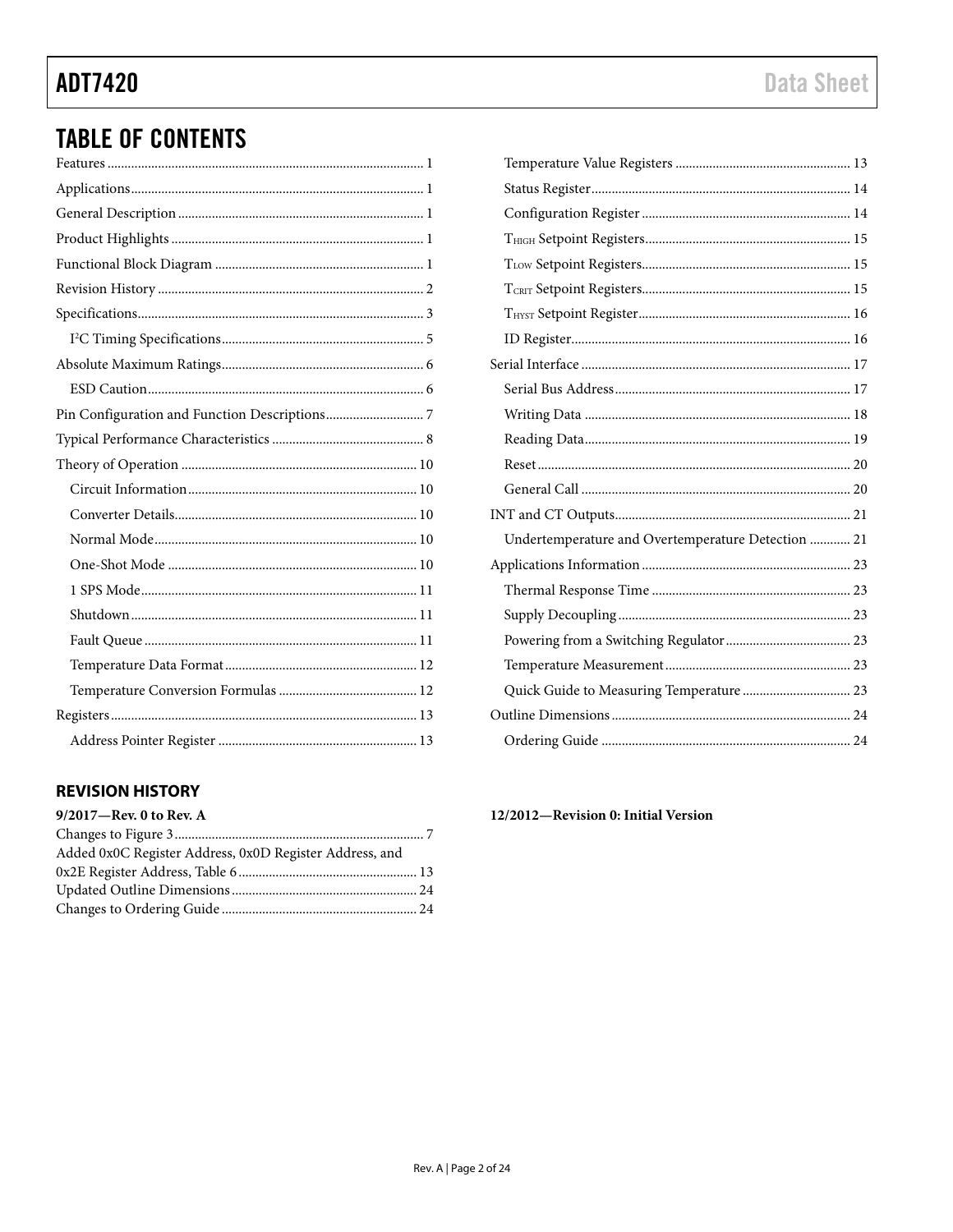## TABLE OF CONTENTS

Features ... 1
Applications ... 1
General Description ... 1
Product Highlights ... 1
Functional Block Diagram ... 1
Revision History ... 2
Specifications ... 3
- I²C Timing Specifications ... 5

Absolute Maximum Ratings ... 6
- ESD Caution ... 6

Pin Configuration and Function Descriptions ... 7
Typical Performance Characteristics ... 8
Theory of Operation ... 10
- Circuit Information ... 10
- Converter Details ... 10
- Normal Mode ... 10
- One-Shot Mode ... 10
- 1 SPS Mode ... 11
- Shutdown ... 11
- Fault Queue ... 11
- Temperature Data Format ... 12
- Temperature Conversion Formulas ... 12

Registers ... 13
- Address Pointer Register ... 13
- Temperature Value Registers ... 13
- Status Register ... 14
- Configuration Register ... 14
- $T_{HIGH}$ Setpoint Registers ... 15
- $T_{LOW}$ Setpoint Registers ... 15
- $T_{CRIT}$ Setpoint Registers ... 15
- $T_{HYST}$ Setpoint Register ... 16
- ID Register ... 16

Serial Interface ... 17
- Serial Bus Address ... 17
- Writing Data ... 18
- Reading Data ... 19
- Reset ... 20
- General Call ... 20

INT and CT Outputs ... 21
- Undertemperature and Overtemperature Detection ... 21

Applications Information ... 23
- Thermal Response Time ... 23
- Supply Decoupling ... 23
- Powering from a Switching Regulator ... 23
- Temperature Measurement ... 23
- Quick Guide to Measuring Temperature ... 23

Outline Dimensions ... 24
- Ordering Guide ... 24

### REVISION HISTORY

**9/2017—Rev. 0 to Rev. A**

Changes to Figure 3 ... 7
Added 0x0C Register Address, 0x0D Register Address, and 0x2E Register Address, Table 6 ... 13
Updated Outline Dimensions ... 24
Changes to Ordering Guide ... 24

**12/2012—Revision 0: Initial Version**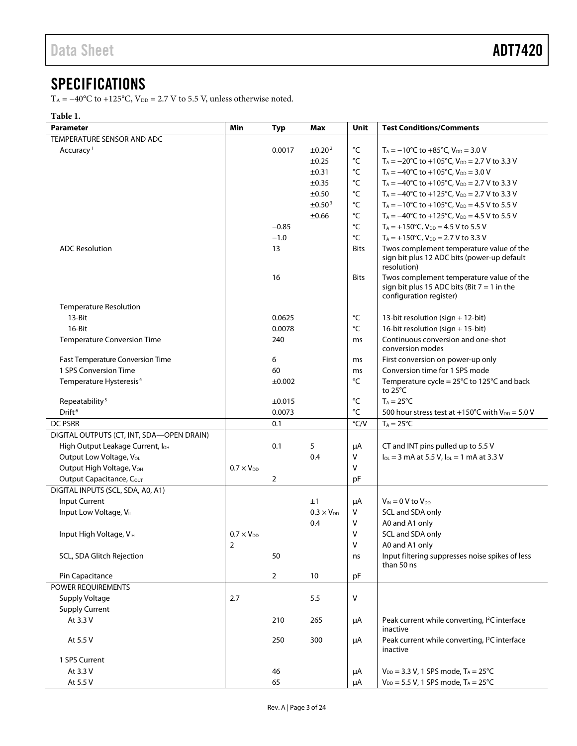# SPECIFICATIONS

$T_A$ = −40°C to +125°C, $V_{DD}$ = 2.7 V to 5.5 V, unless otherwise noted.

**Table 1.**

| Parameter | Min | Typ | Max | Unit | Test Conditions/Comments |
|---|---|---|---|---|---|
| TEMPERATURE SENSOR AND ADC | | | | | |
| Accuracy[1] | | 0.0017 | ±0.20[2] | °C | $T_A$ = −10°C to +85°C, $V_{DD}$ = 3.0 V |
| | | | ±0.25 | °C | $T_A$ = −20°C to +105°C, $V_{DD}$ = 2.7 V to 3.3 V |
| | | | ±0.31 | °C | $T_A$ = −40°C to +105°C, $V_{DD}$ = 3.0 V |
| | | | ±0.35 | °C | $T_A$ = −40°C to +105°C, $V_{DD}$ = 2.7 V to 3.3 V |
| | | | ±0.50 | °C | $T_A$ = −40°C to +125°C, $V_{DD}$ = 2.7 V to 3.3 V |
| | | | ±0.50[3] | °C | $T_A$ = −10°C to +105°C, $V_{DD}$ = 4.5 V to 5.5 V |
| | | | ±0.66 | °C | $T_A$ = −40°C to +125°C, $V_{DD}$ = 4.5 V to 5.5 V |
| | | −0.85 | | °C | $T_A$ = +150°C, $V_{DD}$ = 4.5 V to 5.5 V |
| | | −1.0 | | °C | $T_A$ = +150°C, $V_{DD}$ = 2.7 V to 3.3 V |
| ADC Resolution | | 13 | | Bits | Twos complement temperature value of the sign bit plus 12 ADC bits (power-up default resolution) |
| | | 16 | | Bits | Twos complement temperature value of the sign bit plus 15 ADC bits (Bit 7 = 1 in the configuration register) |
| Temperature Resolution | | | | | |
| 13-Bit | | 0.0625 | | °C | 13-bit resolution (sign + 12-bit) |
| 16-Bit | | 0.0078 | | °C | 16-bit resolution (sign + 15-bit) |
| Temperature Conversion Time | | 240 | | ms | Continuous conversion and one-shot conversion modes |
| Fast Temperature Conversion Time | | 6 | | ms | First conversion on power-up only |
| 1 SPS Conversion Time | | 60 | | ms | Conversion time for 1 SPS mode |
| Temperature Hysteresis[4] | | ±0.002 | | °C | Temperature cycle = 25°C to 125°C and back to 25°C |
| Repeatability[5] | | ±0.015 | | °C | $T_A$ = 25°C |
| Drift[6] | | 0.0073 | | °C | 500 hour stress test at +150°C with $V_{DD}$ = 5.0 V |
| DC PSRR | | 0.1 | | °C/V | $T_A$ = 25°C |
| DIGITAL OUTPUTS (CT, INT, SDA—OPEN DRAIN) | | | | | |
| High Output Leakage Current, $I_{OH}$ | | 0.1 | 5 | μA | CT and INT pins pulled up to 5.5 V |
| Output Low Voltage, $V_{OL}$ | | | 0.4 | V | $I_{OL}$ = 3 mA at 5.5 V, $I_{OL}$ = 1 mA at 3.3 V |
| Output High Voltage, $V_{OH}$ | 0.7 × $V_{DD}$ | | | V | |
| Output Capacitance, $C_{OUT}$ | | 2 | | pF | |
| DIGITAL INPUTS (SCL, SDA, A0, A1) | | | | | |
| Input Current | | | ±1 | μA | $V_{IN}$ = 0 V to $V_{DD}$ |
| Input Low Voltage, $V_{IL}$ | | | 0.3 × $V_{DD}$ | V | SCL and SDA only |
| | | | 0.4 | V | A0 and A1 only |
| Input High Voltage, $V_{IH}$ | 0.7 × $V_{DD}$ | | | V | SCL and SDA only |
| | 2 | | | V | A0 and A1 only |
| SCL, SDA Glitch Rejection | | 50 | | ns | Input filtering suppresses noise spikes of less than 50 ns |
| Pin Capacitance | | 2 | 10 | pF | |
| POWER REQUIREMENTS | | | | | |
| Supply Voltage | 2.7 | | 5.5 | V | |
| Supply Current | | | | | |
| At 3.3 V | | 210 | 265 | μA | Peak current while converting, I²C interface inactive |
| At 5.5 V | | 250 | 300 | μA | Peak current while converting, I²C interface inactive |
| 1 SPS Current | | | | | |
| At 3.3 V | | 46 | | μA | $V_{DD}$ = 3.3 V, 1 SPS mode, $T_A$ = 25°C |
| At 5.5 V | | 65 | | μA | $V_{DD}$ = 5.5 V, 1 SPS mode, $T_A$ = 25°C |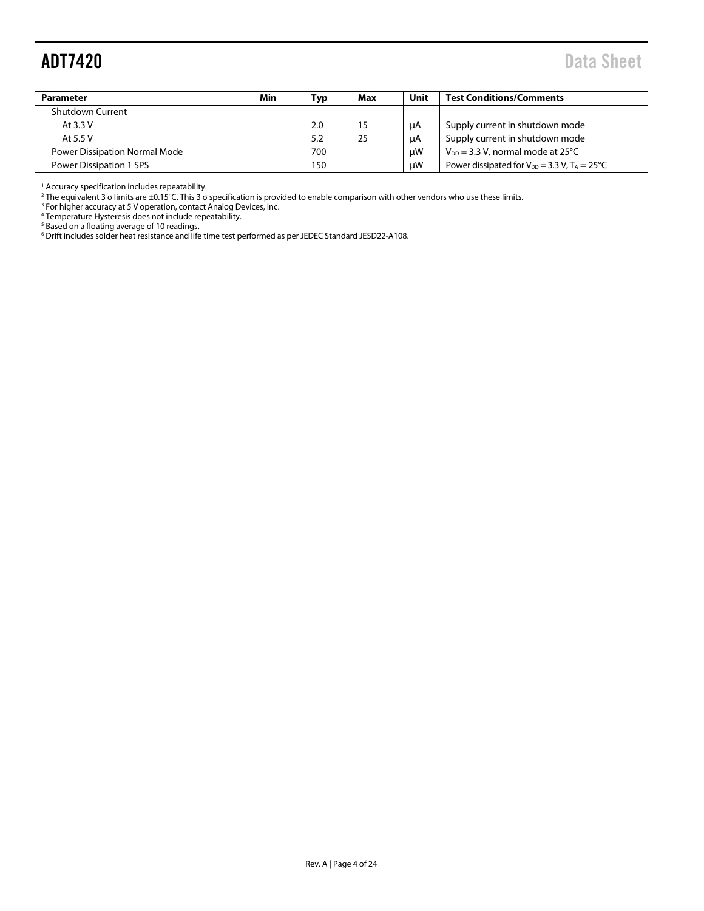| Parameter | Min | Typ | Max | Unit | Test Conditions/Comments |
|---|---|---|---|---|---|
| Shutdown Current | | | | | |
| At 3.3 V | | 2.0 | 15 | μA | Supply current in shutdown mode |
| At 5.5 V | | 5.2 | 25 | μA | Supply current in shutdown mode |
| Power Dissipation Normal Mode | | 700 | | μW | $V_{DD}$ = 3.3 V, normal mode at 25°C |
| Power Dissipation 1 SPS | | 150 | | μW | Power dissipated for $V_{DD}$ = 3.3 V, $T_A$ = 25°C |

[1] Accuracy specification includes repeatability.
[2] The equivalent 3 σ limits are ±0.15°C. This 3 σ specification is provided to enable comparison with other vendors who use these limits.
[3] For higher accuracy at 5 V operation, contact Analog Devices, Inc.
[4] Temperature Hysteresis does not include repeatability.
[5] Based on a floating average of 10 readings.
[6] Drift includes solder heat resistance and life time test performed as per JEDEC Standard JESD22-A108.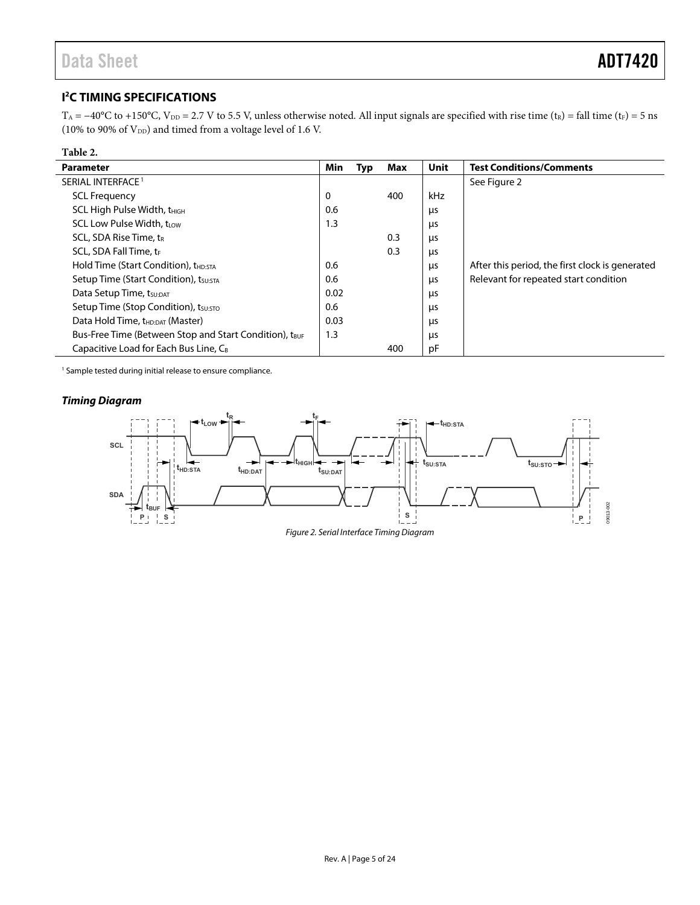## $I^2C$ TIMING SPECIFICATIONS

$T_A$ = −40°C to +150°C, $V_{DD}$ = 2.7 V to 5.5 V, unless otherwise noted. All input signals are specified with rise time ($t_R$) = fall time ($t_F$) = 5 ns (10% to 90% of $V_{DD}$) and timed from a voltage level of 1.6 V.

**Table 2.**

| Parameter | Min | Typ | Max | Unit | Test Conditions/Comments |
|---|---|---|---|---|---|
| SERIAL INTERFACE[1] | | | | | See Figure 2 |
| SCL Frequency | 0 | | 400 | kHz | |
| SCL High Pulse Width, $t_{HIGH}$ | 0.6 | | | µs | |
| SCL Low Pulse Width, $t_{LOW}$ | 1.3 | | | µs | |
| SCL, SDA Rise Time, $t_R$ | | | 0.3 | µs | |
| SCL, SDA Fall Time, $t_F$ | | | 0.3 | µs | |
| Hold Time (Start Condition), $t_{HD:STA}$ | 0.6 | | | µs | After this period, the first clock is generated |
| Setup Time (Start Condition), $t_{SU:STA}$ | 0.6 | | | µs | Relevant for repeated start condition |
| Data Setup Time, $t_{SU:DAT}$ | 0.02 | | | µs | |
| Setup Time (Stop Condition), $t_{SU:STO}$ | 0.6 | | | µs | |
| Data Hold Time, $t_{HD:DAT}$ (Master) | 0.03 | | | µs | |
| Bus-Free Time (Between Stop and Start Condition), $t_{BUF}$ | 1.3 | | | µs | |
| Capacitive Load for Each Bus Line, $C_B$ | | | 400 | pF | |

[1] Sample tested during initial release to ensure compliance.

### *Timing Diagram*

*Figure 2. Serial Interface Timing Diagram*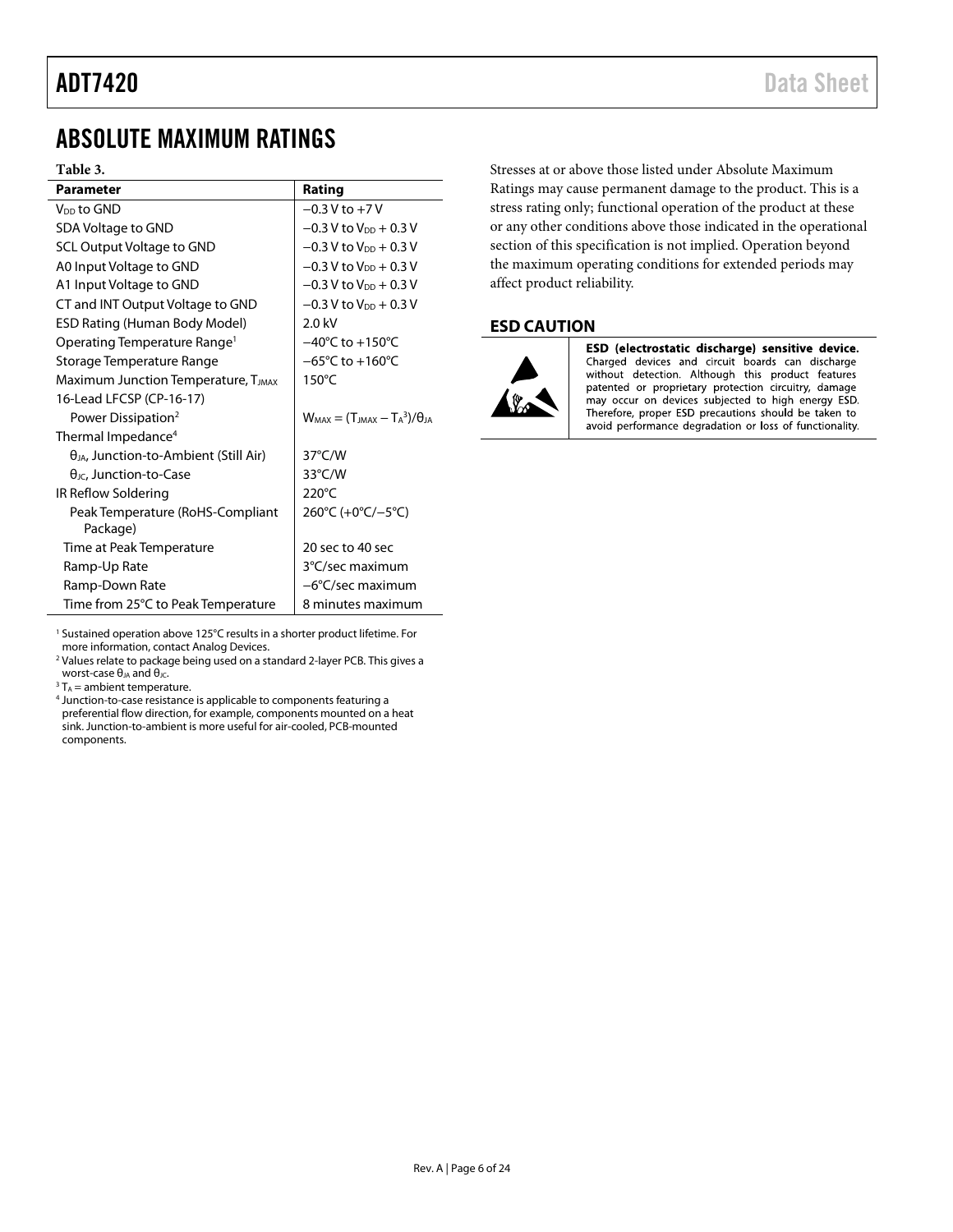# ABSOLUTE MAXIMUM RATINGS

**Table 3.**

| Parameter | Rating |
|---|---|
| $V_{DD}$ to GND | −0.3 V to +7 V |
| SDA Voltage to GND | −0.3 V to $V_{DD}$ + 0.3 V |
| SCL Output Voltage to GND | −0.3 V to $V_{DD}$ + 0.3 V |
| A0 Input Voltage to GND | −0.3 V to $V_{DD}$ + 0.3 V |
| A1 Input Voltage to GND | −0.3 V to $V_{DD}$ + 0.3 V |
| CT and INT Output Voltage to GND | −0.3 V to $V_{DD}$ + 0.3 V |
| ESD Rating (Human Body Model) | 2.0 kV |
| Operating Temperature Range[1] | −40°C to +150°C |
| Storage Temperature Range | −65°C to +160°C |
| Maximum Junction Temperature, $T_{JMAX}$ | 150°C |
| 16-Lead LFCSP (CP-16-17) | |
| Power Dissipation[2] | $W_{MAX} = (T_{JMAX} - T_A{}^3)/\theta_{JA}$ |
| Thermal Impedance[4] | |
| $\theta_{JA}$, Junction-to-Ambient (Still Air) | 37°C/W |
| $\theta_{JC}$, Junction-to-Case | 33°C/W |
| IR Reflow Soldering | 220°C |
| Peak Temperature (RoHS-Compliant Package) | 260°C (+0°C/−5°C) |
| Time at Peak Temperature | 20 sec to 40 sec |
| Ramp-Up Rate | 3°C/sec maximum |
| Ramp-Down Rate | −6°C/sec maximum |
| Time from 25°C to Peak Temperature | 8 minutes maximum |

[1] Sustained operation above 125°C results in a shorter product lifetime. For more information, contact Analog Devices.
[2] Values relate to package being used on a standard 2-layer PCB. This gives a worst-case $\theta_{JA}$ and $\theta_{JC}$.
[3] $T_A$ = ambient temperature.
[4] Junction-to-case resistance is applicable to components featuring a preferential flow direction, for example, components mounted on a heat sink. Junction-to-ambient is more useful for air-cooled, PCB-mounted components.

Stresses at or above those listed under Absolute Maximum Ratings may cause permanent damage to the product. This is a stress rating only; functional operation of the product at these or any other conditions above those indicated in the operational section of this specification is not implied. Operation beyond the maximum operating conditions for extended periods may affect product reliability.

## ESD CAUTION

**ESD (electrostatic discharge) sensitive device.** Charged devices and circuit boards can discharge without detection. Although this product features patented or proprietary protection circuitry, damage may occur on devices subjected to high energy ESD. Therefore, proper ESD precautions should be taken to avoid performance degradation or loss of functionality.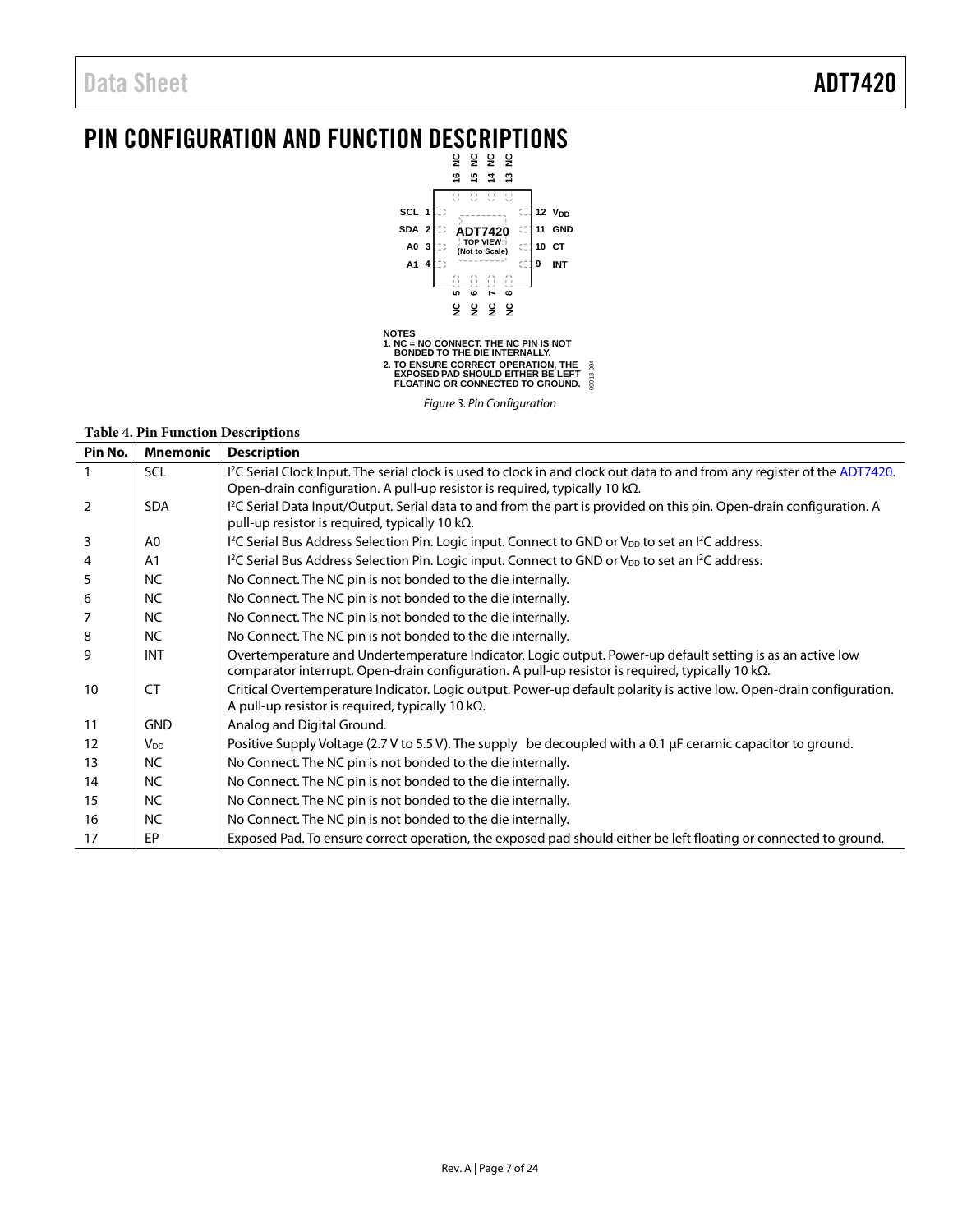# PIN CONFIGURATION AND FUNCTION DESCRIPTIONS

NOTES
1. NC = NO CONNECT. THE NC PIN IS NOT BONDED TO THE DIE INTERNALLY.
2. TO ENSURE CORRECT OPERATION, THE EXPOSED PAD SHOULD EITHER BE LEFT FLOATING OR CONNECTED TO GROUND.

*Figure 3. Pin Configuration*

**Table 4. Pin Function Descriptions**

| Pin No. | Mnemonic | Description |
|---|---|---|
| 1 | SCL | I²C Serial Clock Input. The serial clock is used to clock in and clock out data to and from any register of the ADT7420. Open-drain configuration. A pull-up resistor is required, typically 10 kΩ. |
| 2 | SDA | I²C Serial Data Input/Output. Serial data to and from the part is provided on this pin. Open-drain configuration. A pull-up resistor is required, typically 10 kΩ. |
| 3 | A0 | I²C Serial Bus Address Selection Pin. Logic input. Connect to GND or $V_{DD}$ to set an I²C address. |
| 4 | A1 | I²C Serial Bus Address Selection Pin. Logic input. Connect to GND or $V_{DD}$ to set an I²C address. |
| 5 | NC | No Connect. The NC pin is not bonded to the die internally. |
| 6 | NC | No Connect. The NC pin is not bonded to the die internally. |
| 7 | NC | No Connect. The NC pin is not bonded to the die internally. |
| 8 | NC | No Connect. The NC pin is not bonded to the die internally. |
| 9 | INT | Overtemperature and Undertemperature Indicator. Logic output. Power-up default setting is as an active low comparator interrupt. Open-drain configuration. A pull-up resistor is required, typically 10 kΩ. |
| 10 | CT | Critical Overtemperature Indicator. Logic output. Power-up default polarity is active low. Open-drain configuration. A pull-up resistor is required, typically 10 kΩ. |
| 11 | GND | Analog and Digital Ground. |
| 12 | $V_{DD}$ | Positive Supply Voltage (2.7 V to 5.5 V). The supply be decoupled with a 0.1 µF ceramic capacitor to ground. |
| 13 | NC | No Connect. The NC pin is not bonded to the die internally. |
| 14 | NC | No Connect. The NC pin is not bonded to the die internally. |
| 15 | NC | No Connect. The NC pin is not bonded to the die internally. |
| 16 | NC | No Connect. The NC pin is not bonded to the die internally. |
| 17 | EP | Exposed Pad. To ensure correct operation, the exposed pad should either be left floating or connected to ground. |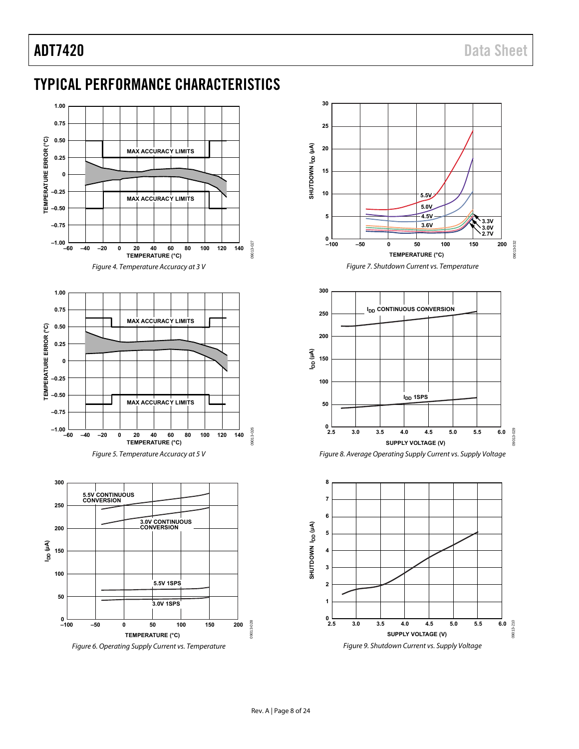# TYPICAL PERFORMANCE CHARACTERISTICS

Figure 4. Temperature Accuracy at 3 V

Figure 5. Temperature Accuracy at 5 V

Figure 6. Operating Supply Current vs. Temperature

Figure 7. Shutdown Current vs. Temperature

Figure 8. Average Operating Supply Current vs. Supply Voltage

Figure 9. Shutdown Current vs. Supply Voltage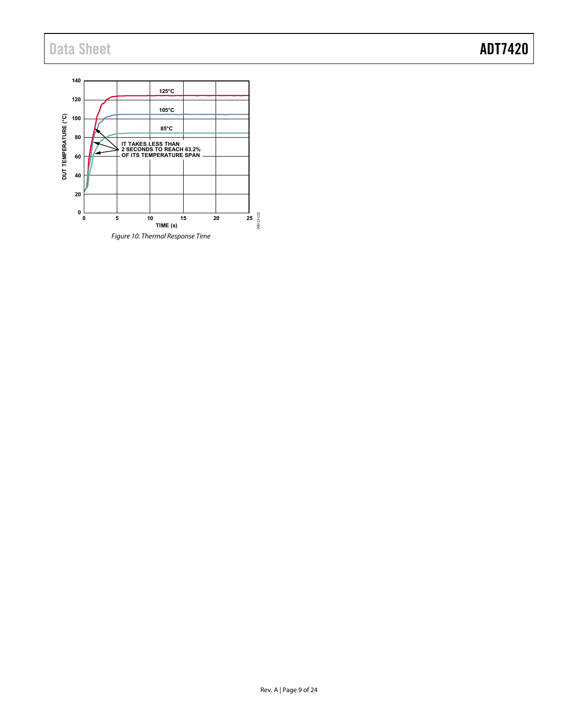Figure 10. Thermal Response Time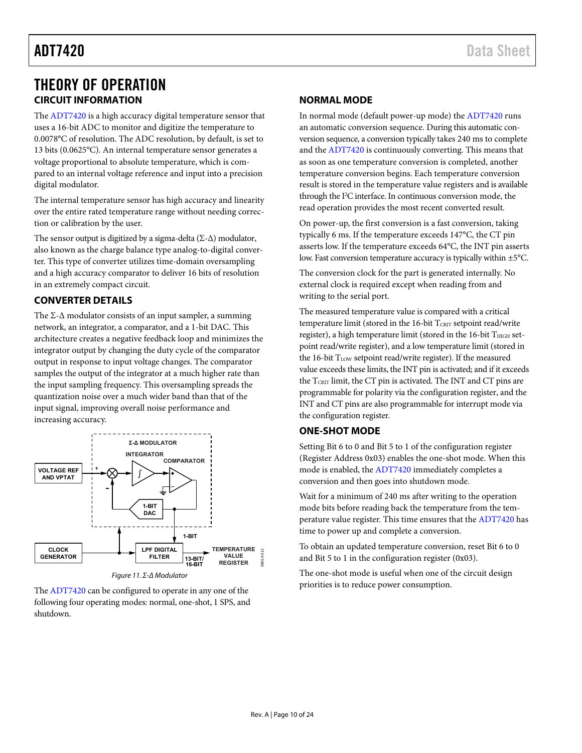# THEORY OF OPERATION

## CIRCUIT INFORMATION

The ADT7420 is a high accuracy digital temperature sensor that uses a 16-bit ADC to monitor and digitize the temperature to 0.0078°C of resolution. The ADC resolution, by default, is set to 13 bits (0.0625°C). An internal temperature sensor generates a voltage proportional to absolute temperature, which is compared to an internal voltage reference and input into a precision digital modulator.

The internal temperature sensor has high accuracy and linearity over the entire rated temperature range without needing correction or calibration by the user.

The sensor output is digitized by a sigma-delta (Σ-Δ) modulator, also known as the charge balance type analog-to-digital converter. This type of converter utilizes time-domain oversampling and a high accuracy comparator to deliver 16 bits of resolution in an extremely compact circuit.

## CONVERTER DETAILS

The Σ-Δ modulator consists of an input sampler, a summing network, an integrator, a comparator, and a 1-bit DAC. This architecture creates a negative feedback loop and minimizes the integrator output by changing the duty cycle of the comparator output in response to input voltage changes. The comparator samples the output of the integrator at a much higher rate than the input sampling frequency. This oversampling spreads the quantization noise over a much wider band than that of the input signal, improving overall noise performance and increasing accuracy.

*Figure 11. Σ-Δ Modulator*

The ADT7420 can be configured to operate in any one of the following four operating modes: normal, one-shot, 1 SPS, and shutdown.

## NORMAL MODE

In normal mode (default power-up mode) the ADT7420 runs an automatic conversion sequence. During this automatic conversion sequence, a conversion typically takes 240 ms to complete and the ADT7420 is continuously converting. This means that as soon as one temperature conversion is completed, another temperature conversion begins. Each temperature conversion result is stored in the temperature value registers and is available through the I²C interface. In continuous conversion mode, the read operation provides the most recent converted result.

On power-up, the first conversion is a fast conversion, taking typically 6 ms. If the temperature exceeds 147°C, the CT pin asserts low. If the temperature exceeds 64°C, the INT pin asserts low. Fast conversion temperature accuracy is typically within ±5°C.

The conversion clock for the part is generated internally. No external clock is required except when reading from and writing to the serial port.

The measured temperature value is compared with a critical temperature limit (stored in the 16-bit $T_{CRIT}$ setpoint read/write register), a high temperature limit (stored in the 16-bit $T_{HIGH}$ setpoint read/write register), and a low temperature limit (stored in the 16-bit $T_{LOW}$ setpoint read/write register). If the measured value exceeds these limits, the INT pin is activated; and if it exceeds the $T_{CRIT}$ limit, the CT pin is activated. The INT and CT pins are programmable for polarity via the configuration register, and the INT and CT pins are also programmable for interrupt mode via the configuration register.

## ONE-SHOT MODE

Setting Bit 6 to 0 and Bit 5 to 1 of the configuration register (Register Address 0x03) enables the one-shot mode. When this mode is enabled, the ADT7420 immediately completes a conversion and then goes into shutdown mode.

Wait for a minimum of 240 ms after writing to the operation mode bits before reading back the temperature from the temperature value register. This time ensures that the ADT7420 has time to power up and complete a conversion.

To obtain an updated temperature conversion, reset Bit 6 to 0 and Bit 5 to 1 in the configuration register (0x03).

The one-shot mode is useful when one of the circuit design priorities is to reduce power consumption.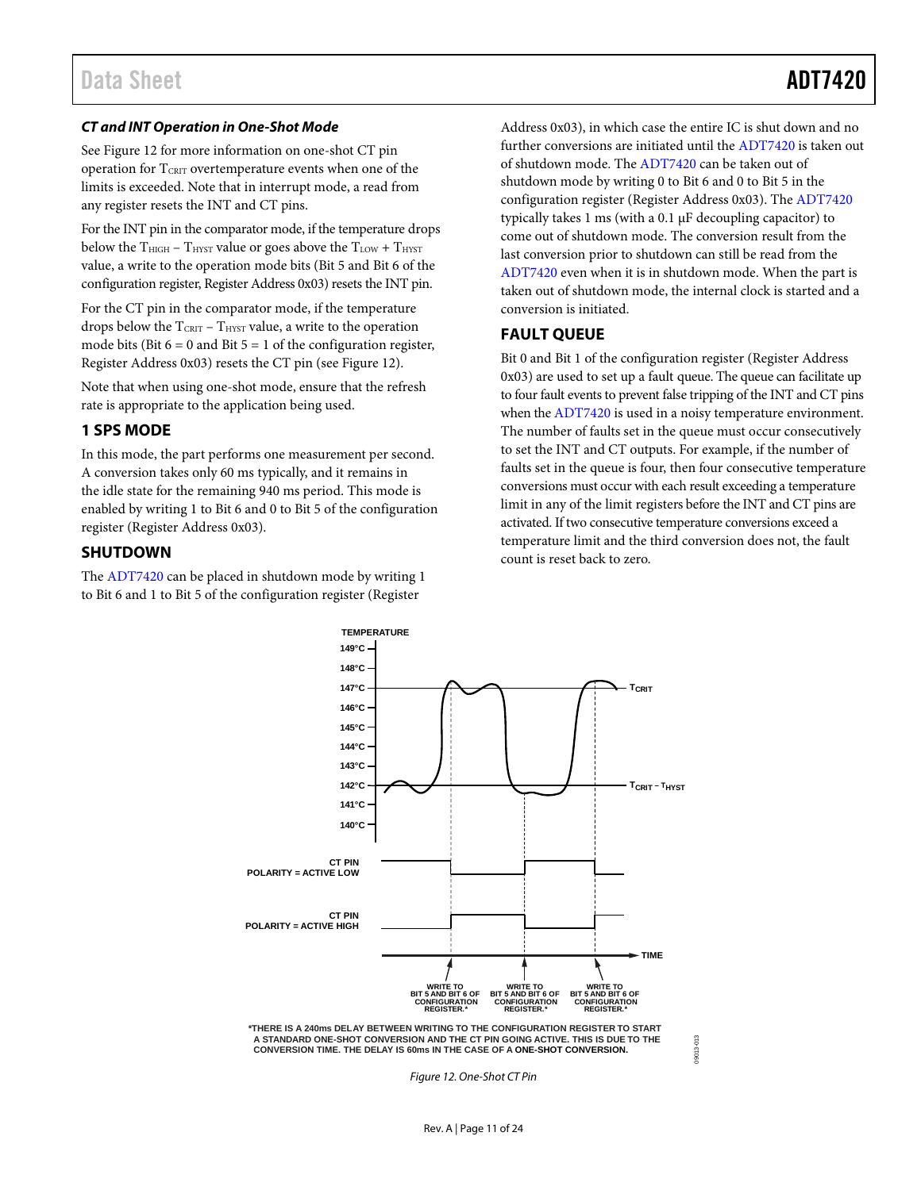### CT and INT Operation in One-Shot Mode

See Figure 12 for more information on one-shot CT pin operation for $T_{CRIT}$ overtemperature events when one of the limits is exceeded. Note that in interrupt mode, a read from any register resets the INT and CT pins.

For the INT pin in the comparator mode, if the temperature drops below the $T_{HIGH} - T_{HYST}$ value or goes above the $T_{LOW} + T_{HYST}$ value, a write to the operation mode bits (Bit 5 and Bit 6 of the configuration register, Register Address 0x03) resets the INT pin.

For the CT pin in the comparator mode, if the temperature drops below the $T_{CRIT} - T_{HYST}$ value, a write to the operation mode bits (Bit 6 = 0 and Bit 5 = 1 of the configuration register, Register Address 0x03) resets the CT pin (see Figure 12).

Note that when using one-shot mode, ensure that the refresh rate is appropriate to the application being used.

## 1 SPS MODE

In this mode, the part performs one measurement per second. A conversion takes only 60 ms typically, and it remains in the idle state for the remaining 940 ms period. This mode is enabled by writing 1 to Bit 6 and 0 to Bit 5 of the configuration register (Register Address 0x03).

## SHUTDOWN

The ADT7420 can be placed in shutdown mode by writing 1 to Bit 6 and 1 to Bit 5 of the configuration register (Register Address 0x03), in which case the entire IC is shut down and no further conversions are initiated until the ADT7420 is taken out of shutdown mode. The ADT7420 can be taken out of shutdown mode by writing 0 to Bit 6 and 0 to Bit 5 in the configuration register (Register Address 0x03). The ADT7420 typically takes 1 ms (with a 0.1 µF decoupling capacitor) to come out of shutdown mode. The conversion result from the last conversion prior to shutdown can still be read from the ADT7420 even when it is in shutdown mode. When the part is taken out of shutdown mode, the internal clock is started and a conversion is initiated.

## FAULT QUEUE

Bit 0 and Bit 1 of the configuration register (Register Address 0x03) are used to set up a fault queue. The queue can facilitate up to four fault events to prevent false tripping of the INT and CT pins when the ADT7420 is used in a noisy temperature environment. The number of faults set in the queue must occur consecutively to set the INT and CT outputs. For example, if the number of faults set in the queue is four, then four consecutive temperature conversions must occur with each result exceeding a temperature limit in any of the limit registers before the INT and CT pins are activated. If two consecutive temperature conversions exceed a temperature limit and the third conversion does not, the fault count is reset back to zero.

*THERE IS A 240ms DELAY BETWEEN WRITING TO THE CONFIGURATION REGISTER TO START A STANDARD ONE-SHOT CONVERSION AND THE CT PIN GOING ACTIVE. THIS IS DUE TO THE CONVERSION TIME. THE DELAY IS 60ms IN THE CASE OF A ONE-SHOT CONVERSION.

*Figure 12. One-Shot CT Pin*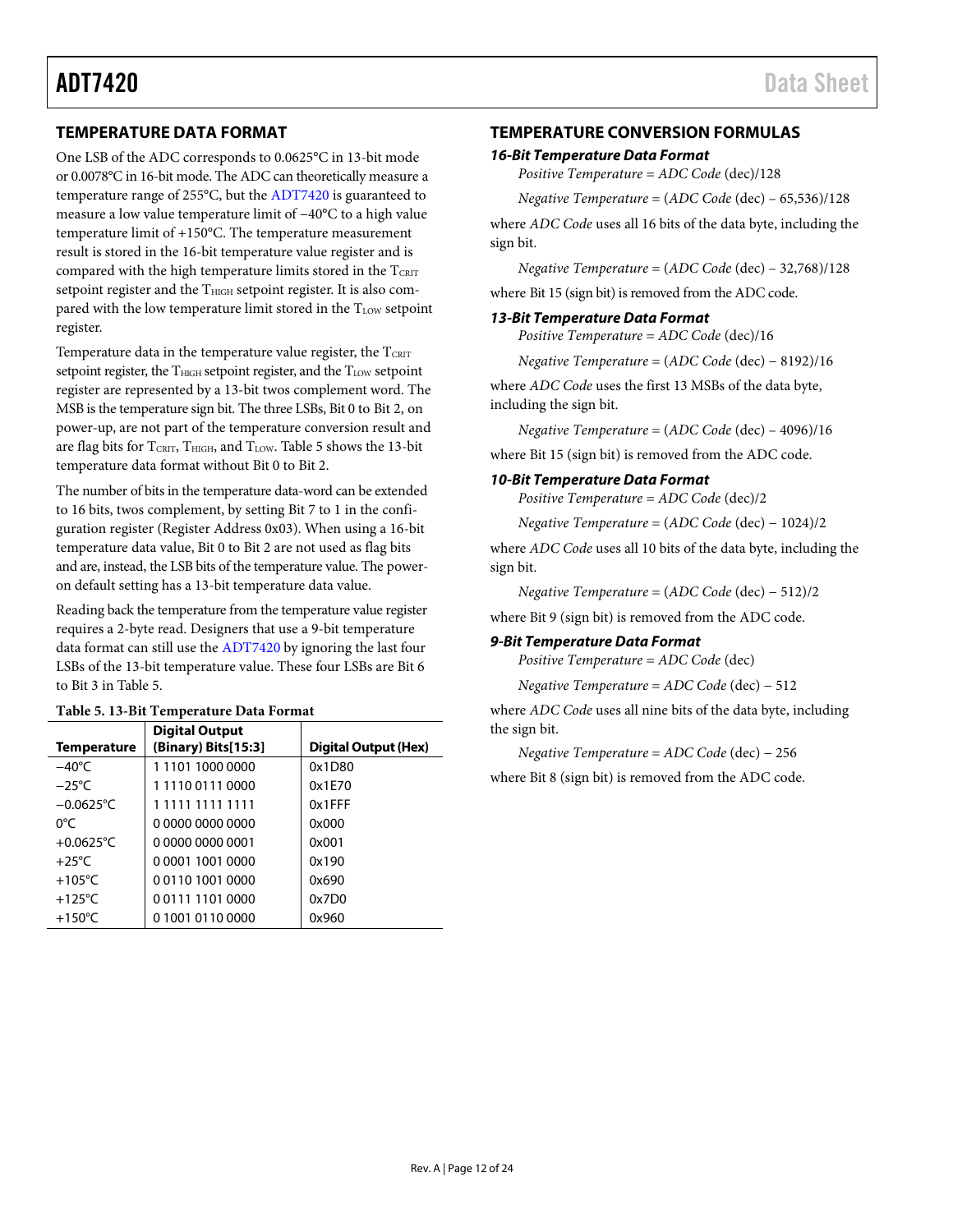## TEMPERATURE DATA FORMAT

One LSB of the ADC corresponds to 0.0625°C in 13-bit mode or 0.0078°C in 16-bit mode. The ADC can theoretically measure a temperature range of 255°C, but the ADT7420 is guaranteed to measure a low value temperature limit of −40°C to a high value temperature limit of +150°C. The temperature measurement result is stored in the 16-bit temperature value register and is compared with the high temperature limits stored in the $T_{CRIT}$ setpoint register and the $T_{HIGH}$ setpoint register. It is also compared with the low temperature limit stored in the $T_{LOW}$ setpoint register.

Temperature data in the temperature value register, the $T_{CRIT}$ setpoint register, the $T_{HIGH}$ setpoint register, and the $T_{LOW}$ setpoint register are represented by a 13-bit twos complement word. The MSB is the temperature sign bit. The three LSBs, Bit 0 to Bit 2, on power-up, are not part of the temperature conversion result and are flag bits for $T_{CRIT}$, $T_{HIGH}$, and $T_{LOW}$. Table 5 shows the 13-bit temperature data format without Bit 0 to Bit 2.

The number of bits in the temperature data-word can be extended to 16 bits, twos complement, by setting Bit 7 to 1 in the configuration register (Register Address 0x03). When using a 16-bit temperature data value, Bit 0 to Bit 2 are not used as flag bits and are, instead, the LSB bits of the temperature value. The power-on default setting has a 13-bit temperature data value.

Reading back the temperature from the temperature value register requires a 2-byte read. Designers that use a 9-bit temperature data format can still use the ADT7420 by ignoring the last four LSBs of the 13-bit temperature value. These four LSBs are Bit 6 to Bit 3 in Table 5.

**Table 5. 13-Bit Temperature Data Format**

| Temperature | Digital Output (Binary) Bits[15:3] | Digital Output (Hex) |
|---|---|---|
| −40°C | 1 1101 1000 0000 | 0x1D80 |
| −25°C | 1 1110 0111 0000 | 0x1E70 |
| −0.0625°C | 1 1111 1111 1111 | 0x1FFF |
| 0°C | 0 0000 0000 0000 | 0x000 |
| +0.0625°C | 0 0000 0000 0001 | 0x001 |
| +25°C | 0 0001 1001 0000 | 0x190 |
| +105°C | 0 0110 1001 0000 | 0x690 |
| +125°C | 0 0111 1101 0000 | 0x7D0 |
| +150°C | 0 1001 0110 0000 | 0x960 |

## TEMPERATURE CONVERSION FORMULAS

### 16-Bit Temperature Data Format

*Positive Temperature* = *ADC Code* (dec)/128

*Negative Temperature* = (*ADC Code* (dec) − 65,536)/128

where *ADC Code* uses all 16 bits of the data byte, including the sign bit.

*Negative Temperature* = (*ADC Code* (dec) − 32,768)/128

where Bit 15 (sign bit) is removed from the ADC code.

### 13-Bit Temperature Data Format

*Positive Temperature* = *ADC Code* (dec)/16

*Negative Temperature* = (*ADC Code* (dec) − 8192)/16

where *ADC Code* uses the first 13 MSBs of the data byte, including the sign bit.

*Negative Temperature* = (*ADC Code* (dec) − 4096)/16

where Bit 15 (sign bit) is removed from the ADC code.

### 10-Bit Temperature Data Format

*Positive Temperature* = *ADC Code* (dec)/2

*Negative Temperature* = (*ADC Code* (dec) − 1024)/2

where *ADC Code* uses all 10 bits of the data byte, including the sign bit.

*Negative Temperature* = (*ADC Code* (dec) − 512)/2

where Bit 9 (sign bit) is removed from the ADC code.

### 9-Bit Temperature Data Format

*Positive Temperature* = *ADC Code* (dec)

*Negative Temperature* = *ADC Code* (dec) − 512

where *ADC Code* uses all nine bits of the data byte, including the sign bit.

*Negative Temperature* = *ADC Code* (dec) − 256

where Bit 8 (sign bit) is removed from the ADC code.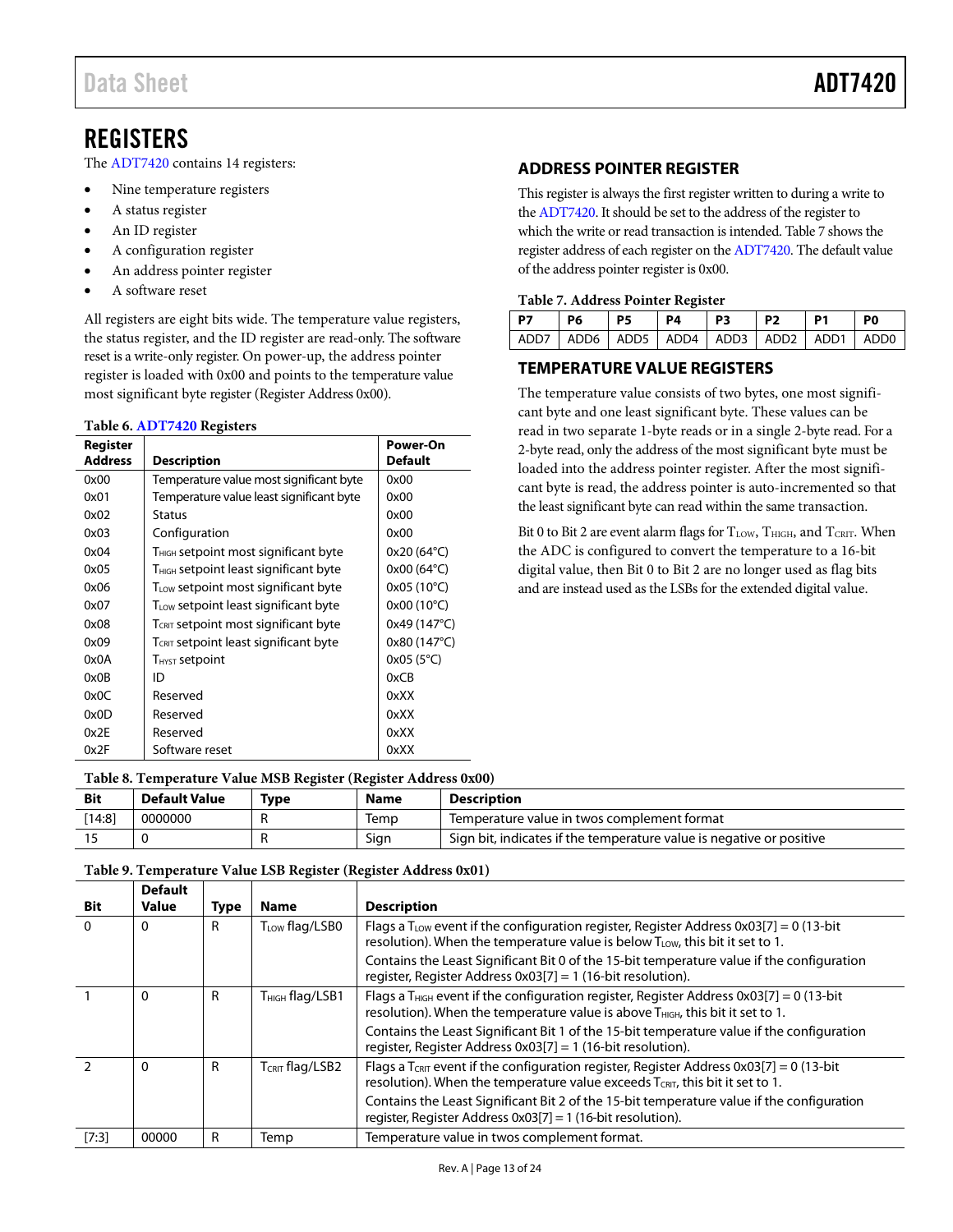## REGISTERS

The ADT7420 contains 14 registers:

- Nine temperature registers
- A status register
- An ID register
- A configuration register
- An address pointer register
- A software reset

All registers are eight bits wide. The temperature value registers, the status register, and the ID register are read-only. The software reset is a write-only register. On power-up, the address pointer register is loaded with 0x00 and points to the temperature value most significant byte register (Register Address 0x00).

**Table 6. ADT7420 Registers**

| Register Address | Description | Power-On Default |
|---|---|---|
| 0x00 | Temperature value most significant byte | 0x00 |
| 0x01 | Temperature value least significant byte | 0x00 |
| 0x02 | Status | 0x00 |
| 0x03 | Configuration | 0x00 |
| 0x04 | $T_{HIGH}$ setpoint most significant byte | 0x20 (64°C) |
| 0x05 | $T_{HIGH}$ setpoint least significant byte | 0x00 (64°C) |
| 0x06 | $T_{LOW}$ setpoint most significant byte | 0x05 (10°C) |
| 0x07 | $T_{LOW}$ setpoint least significant byte | 0x00 (10°C) |
| 0x08 | $T_{CRIT}$ setpoint most significant byte | 0x49 (147°C) |
| 0x09 | $T_{CRIT}$ setpoint least significant byte | 0x80 (147°C) |
| 0x0A | $T_{HYST}$ setpoint | 0x05 (5°C) |
| 0x0B | ID | 0xCB |
| 0x0C | Reserved | 0xXX |
| 0x0D | Reserved | 0xXX |
| 0x2E | Reserved | 0xXX |
| 0x2F | Software reset | 0xXX |

### ADDRESS POINTER REGISTER

This register is always the first register written to during a write to the ADT7420. It should be set to the address of the register to which the write or read transaction is intended. Table 7 shows the register address of each register on the ADT7420. The default value of the address pointer register is 0x00.

**Table 7. Address Pointer Register**

| P7 | P6 | P5 | P4 | P3 | P2 | P1 | P0 |
|---|---|---|---|---|---|---|---|
| ADD7 | ADD6 | ADD5 | ADD4 | ADD3 | ADD2 | ADD1 | ADD0 |

### TEMPERATURE VALUE REGISTERS

The temperature value consists of two bytes, one most significant byte and one least significant byte. These values can be read in two separate 1-byte reads or in a single 2-byte read. For a 2-byte read, only the address of the most significant byte must be loaded into the address pointer register. After the most significant byte is read, the address pointer is auto-incremented so that the least significant byte can read within the same transaction.

Bit 0 to Bit 2 are event alarm flags for $T_{LOW}$, $T_{HIGH}$, and $T_{CRIT}$. When the ADC is configured to convert the temperature to a 16-bit digital value, then Bit 0 to Bit 2 are no longer used as flag bits and are instead used as the LSBs for the extended digital value.

**Table 8. Temperature Value MSB Register (Register Address 0x00)**

| Bit | Default Value | Type | Name | Description |
|---|---|---|---|---|
| [14:8] | 0000000 | R | Temp | Temperature value in twos complement format |
| 15 | 0 | R | Sign | Sign bit, indicates if the temperature value is negative or positive |

**Table 9. Temperature Value LSB Register (Register Address 0x01)**

| Bit | Default Value | Type | Name | Description |
|---|---|---|---|---|
| 0 | 0 | R | $T_{LOW}$ flag/LSB0 | Flags a $T_{LOW}$ event if the configuration register, Register Address 0x03[7] = 0 (13-bit resolution). When the temperature value is below $T_{LOW}$, this bit it set to 1. Contains the Least Significant Bit 0 of the 15-bit temperature value if the configuration register, Register Address 0x03[7] = 1 (16-bit resolution). |
| 1 | 0 | R | $T_{HIGH}$ flag/LSB1 | Flags a $T_{HIGH}$ event if the configuration register, Register Address 0x03[7] = 0 (13-bit resolution). When the temperature value is above $T_{HIGH}$, this bit it set to 1. Contains the Least Significant Bit 1 of the 15-bit temperature value if the configuration register, Register Address 0x03[7] = 1 (16-bit resolution). |
| 2 | 0 | R | $T_{CRIT}$ flag/LSB2 | Flags a $T_{CRIT}$ event if the configuration register, Register Address 0x03[7] = 0 (13-bit resolution). When the temperature value exceeds $T_{CRIT}$, this bit it set to 1. Contains the Least Significant Bit 2 of the 15-bit temperature value if the configuration register, Register Address 0x03[7] = 1 (16-bit resolution). |
| [7:3] | 00000 | R | Temp | Temperature value in twos complement format. |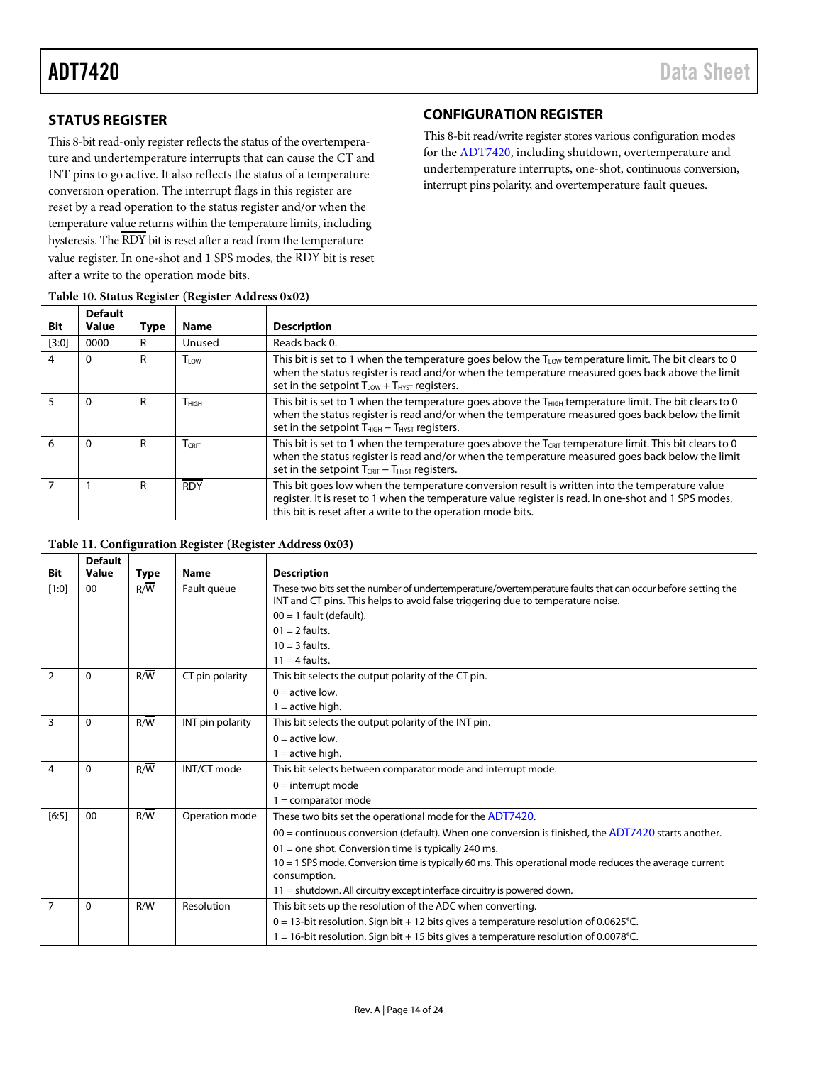## STATUS REGISTER

This 8-bit read-only register reflects the status of the overtemperature and undertemperature interrupts that can cause the CT and INT pins to go active. It also reflects the status of a temperature conversion operation. The interrupt flags in this register are reset by a read operation to the status register and/or when the temperature value returns within the temperature limits, including hysteresis. The $\overline{\text{RDY}}$ bit is reset after a read from the temperature value register. In one-shot and 1 SPS modes, the $\overline{\text{RDY}}$ bit is reset after a write to the operation mode bits.

## CONFIGURATION REGISTER

This 8-bit read/write register stores various configuration modes for the ADT7420, including shutdown, overtemperature and undertemperature interrupts, one-shot, continuous conversion, interrupt pins polarity, and overtemperature fault queues.

**Table 10. Status Register (Register Address 0x02)**

| Bit | Default Value | Type | Name | Description |
|---|---|---|---|---|
| [3:0] | 0000 | R | Unused | Reads back 0. |
| 4 | 0 | R | $T_{LOW}$ | This bit is set to 1 when the temperature goes below the $T_{LOW}$ temperature limit. The bit clears to 0 when the status register is read and/or when the temperature measured goes back above the limit set in the setpoint $T_{LOW}$ + $T_{HYST}$ registers. |
| 5 | 0 | R | $T_{HIGH}$ | This bit is set to 1 when the temperature goes above the $T_{HIGH}$ temperature limit. The bit clears to 0 when the status register is read and/or when the temperature measured goes back below the limit set in the setpoint $T_{HIGH}$ − $T_{HYST}$ registers. |
| 6 | 0 | R | $T_{CRIT}$ | This bit is set to 1 when the temperature goes above the $T_{CRIT}$ temperature limit. This bit clears to 0 when the status register is read and/or when the temperature measured goes back below the limit set in the setpoint $T_{CRIT}$ − $T_{HYST}$ registers. |
| 7 | 1 | R | $\overline{\text{RDY}}$ | This bit goes low when the temperature conversion result is written into the temperature value register. It is reset to 1 when the temperature value register is read. In one-shot and 1 SPS modes, this bit is reset after a write to the operation mode bits. |

**Table 11. Configuration Register (Register Address 0x03)**

| Bit | Default Value | Type | Name | Description |
|---|---|---|---|---|
| [1:0] | 00 | R/$\overline{\text{W}}$ | Fault queue | These two bits set the number of undertemperature/overtemperature faults that can occur before setting the INT and CT pins. This helps to avoid false triggering due to temperature noise.<br>00 = 1 fault (default).<br>01 = 2 faults.<br>10 = 3 faults.<br>11 = 4 faults. |
| 2 | 0 | R/$\overline{\text{W}}$ | CT pin polarity | This bit selects the output polarity of the CT pin.<br>0 = active low.<br>1 = active high. |
| 3 | 0 | R/$\overline{\text{W}}$ | INT pin polarity | This bit selects the output polarity of the INT pin.<br>0 = active low.<br>1 = active high. |
| 4 | 0 | R/$\overline{\text{W}}$ | INT/CT mode | This bit selects between comparator mode and interrupt mode.<br>0 = interrupt mode<br>1 = comparator mode |
| [6:5] | 00 | R/$\overline{\text{W}}$ | Operation mode | These two bits set the operational mode for the ADT7420.<br>00 = continuous conversion (default). When one conversion is finished, the ADT7420 starts another.<br>01 = one shot. Conversion time is typically 240 ms.<br>10 = 1 SPS mode. Conversion time is typically 60 ms. This operational mode reduces the average current consumption.<br>11 = shutdown. All circuitry except interface circuitry is powered down. |
| 7 | 0 | R/$\overline{\text{W}}$ | Resolution | This bit sets up the resolution of the ADC when converting.<br>0 = 13-bit resolution. Sign bit + 12 bits gives a temperature resolution of 0.0625°C.<br>1 = 16-bit resolution. Sign bit + 15 bits gives a temperature resolution of 0.0078°C. |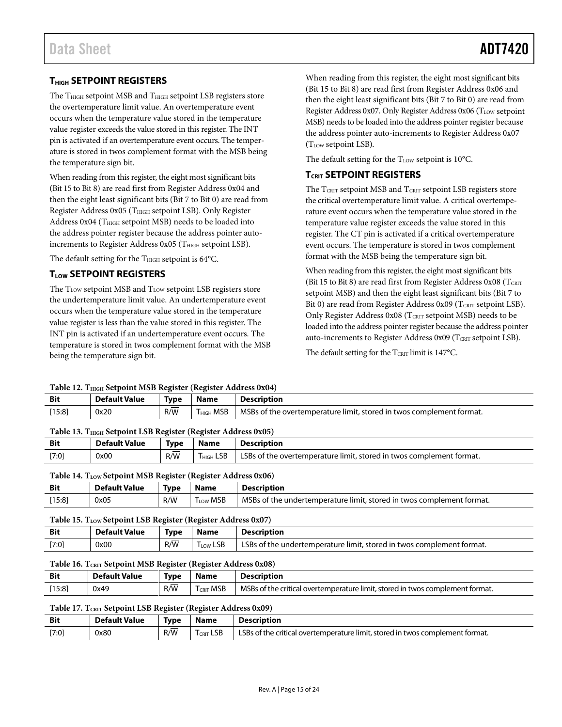## $T_{HIGH}$ SETPOINT REGISTERS

The $T_{HIGH}$ setpoint MSB and $T_{HIGH}$ setpoint LSB registers store the overtemperature limit value. An overtemperature event occurs when the temperature value stored in the temperature value register exceeds the value stored in this register. The INT pin is activated if an overtemperature event occurs. The temperature is stored in twos complement format with the MSB being the temperature sign bit.

When reading from this register, the eight most significant bits (Bit 15 to Bit 8) are read first from Register Address 0x04 and then the eight least significant bits (Bit 7 to Bit 0) are read from Register Address 0x05 ($T_{HIGH}$ setpoint LSB). Only Register Address 0x04 ($T_{HIGH}$ setpoint MSB) needs to be loaded into the address pointer register because the address pointer auto-increments to Register Address 0x05 ($T_{HIGH}$ setpoint LSB).

The default setting for the $T_{HIGH}$ setpoint is 64°C.

## $T_{LOW}$ SETPOINT REGISTERS

The $T_{LOW}$ setpoint MSB and $T_{LOW}$ setpoint LSB registers store the undertemperature limit value. An undertemperature event occurs when the temperature value stored in the temperature value register is less than the value stored in this register. The INT pin is activated if an undertemperature event occurs. The temperature is stored in twos complement format with the MSB being the temperature sign bit.

When reading from this register, the eight most significant bits (Bit 15 to Bit 8) are read first from Register Address 0x06 and then the eight least significant bits (Bit 7 to Bit 0) are read from Register Address 0x07. Only Register Address 0x06 ($T_{LOW}$ setpoint MSB) needs to be loaded into the address pointer register because the address pointer auto-increments to Register Address 0x07 ($T_{LOW}$ setpoint LSB).

The default setting for the $T_{LOW}$ setpoint is 10°C.

## $T_{CRIT}$ SETPOINT REGISTERS

The $T_{CRIT}$ setpoint MSB and $T_{CRIT}$ setpoint LSB registers store the critical overtemperature limit value. A critical overtemperature event occurs when the temperature value stored in the temperature value register exceeds the value stored in this register. The CT pin is activated if a critical overtemperature event occurs. The temperature is stored in twos complement format with the MSB being the temperature sign bit.

When reading from this register, the eight most significant bits (Bit 15 to Bit 8) are read first from Register Address 0x08 ($T_{CRIT}$ setpoint MSB) and then the eight least significant bits (Bit 7 to Bit 0) are read from Register Address 0x09 ($T_{CRIT}$ setpoint LSB). Only Register Address 0x08 ($T_{CRIT}$ setpoint MSB) needs to be loaded into the address pointer register because the address pointer auto-increments to Register Address 0x09 ($T_{CRIT}$ setpoint LSB).

The default setting for the $T_{CRIT}$ limit is 147°C.

**Table 12. $T_{HIGH}$ Setpoint MSB Register (Register Address 0x04)**

| Bit | Default Value | Type | Name | Description |
|---|---|---|---|---|
| [15:8] | 0x20 | R/$\overline{W}$ | $T_{HIGH}$ MSB | MSBs of the overtemperature limit, stored in twos complement format. |

**Table 13. $T_{HIGH}$ Setpoint LSB Register (Register Address 0x05)**

| Bit | Default Value | Type | Name | Description |
|---|---|---|---|---|
| [7:0] | 0x00 | R/$\overline{W}$ | $T_{HIGH}$ LSB | LSBs of the overtemperature limit, stored in twos complement format. |

**Table 14. $T_{LOW}$ Setpoint MSB Register (Register Address 0x06)**

| Bit | Default Value | Type | Name | Description |
|---|---|---|---|---|
| [15:8] | 0x05 | R/$\overline{W}$ | $T_{LOW}$ MSB | MSBs of the undertemperature limit, stored in twos complement format. |

**Table 15. $T_{LOW}$ Setpoint LSB Register (Register Address 0x07)**

| Bit | Default Value | Type | Name | Description |
|---|---|---|---|---|
| [7:0] | 0x00 | R/$\overline{W}$ | $T_{LOW}$ LSB | LSBs of the undertemperature limit, stored in twos complement format. |

**Table 16. $T_{CRIT}$ Setpoint MSB Register (Register Address 0x08)**

| Bit | Default Value | Type | Name | Description |
|---|---|---|---|---|
| [15:8] | 0x49 | R/$\overline{W}$ | $T_{CRIT}$ MSB | MSBs of the critical overtemperature limit, stored in twos complement format. |

**Table 17. $T_{CRIT}$ Setpoint LSB Register (Register Address 0x09)**

| Bit | Default Value | Type | Name | Description |
|---|---|---|---|---|
| [7:0] | 0x80 | R/$\overline{W}$ | $T_{CRIT}$ LSB | LSBs of the critical overtemperature limit, stored in twos complement format. |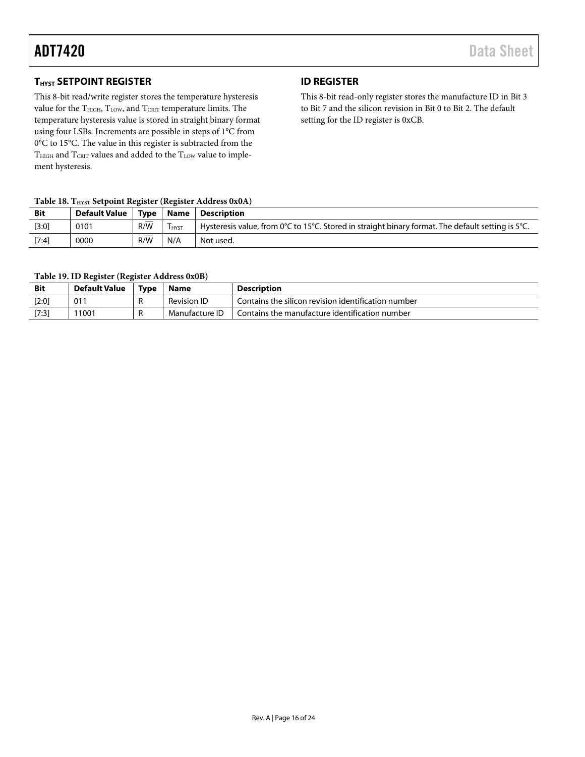## $T_{HYST}$ SETPOINT REGISTER

This 8-bit read/write register stores the temperature hysteresis value for the $T_{HIGH}$, $T_{LOW}$, and $T_{CRIT}$ temperature limits. The temperature hysteresis value is stored in straight binary format using four LSBs. Increments are possible in steps of 1°C from 0°C to 15°C. The value in this register is subtracted from the $T_{HIGH}$ and $T_{CRIT}$ values and added to the $T_{LOW}$ value to implement hysteresis.

## ID REGISTER

This 8-bit read-only register stores the manufacture ID in Bit 3 to Bit 7 and the silicon revision in Bit 0 to Bit 2. The default setting for the ID register is 0xCB.

Table 18. $T_{HYST}$ Setpoint Register (Register Address 0x0A)

| Bit | Default Value | Type | Name | Description |
|---|---|---|---|---|
| [3:0] | 0101 | $R/\overline{W}$ | $T_{HYST}$ | Hysteresis value, from 0°C to 15°C. Stored in straight binary format. The default setting is 5°C. |
| [7:4] | 0000 | $R/\overline{W}$ | N/A | Not used. |

Table 19. ID Register (Register Address 0x0B)

| Bit | Default Value | Type | Name | Description |
|---|---|---|---|---|
| [2:0] | 011 | R | Revision ID | Contains the silicon revision identification number |
| [7:3] | 11001 | R | Manufacture ID | Contains the manufacture identification number |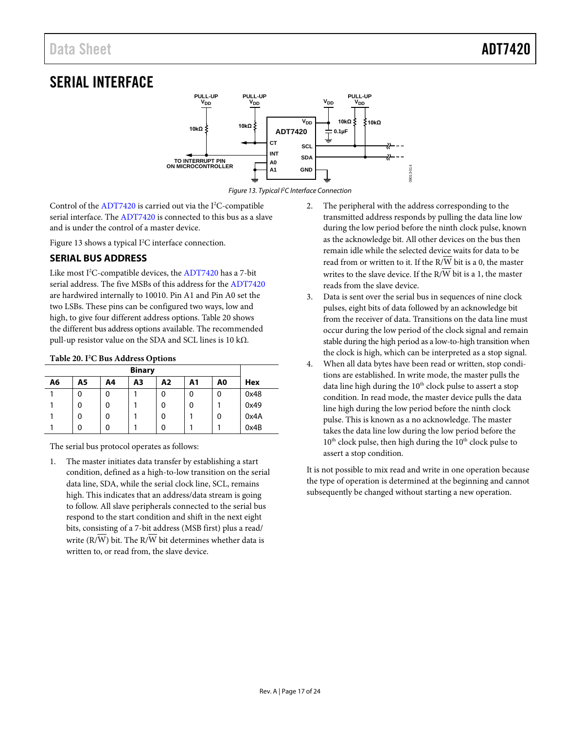# SERIAL INTERFACE

Figure 13. Typical I²C Interface Connection

Control of the ADT7420 is carried out via the I²C-compatible serial interface. The ADT7420 is connected to this bus as a slave and is under the control of a master device.

Figure 13 shows a typical I²C interface connection.

## SERIAL BUS ADDRESS

Like most I²C-compatible devices, the ADT7420 has a 7-bit serial address. The five MSBs of this address for the ADT7420 are hardwired internally to 10010. Pin A1 and Pin A0 set the two LSBs. These pins can be configured two ways, low and high, to give four different address options. Table 20 shows the different bus address options available. The recommended pull-up resistor value on the SDA and SCL lines is 10 kΩ.

**Table 20. I²C Bus Address Options**

| Binary | | | | | | | |
|---|---|---|---|---|---|---|---|
| **A6** | **A5** | **A4** | **A3** | **A2** | **A1** | **A0** | **Hex** |
| 1 | 0 | 0 | 1 | 0 | 0 | 0 | 0x48 |
| 1 | 0 | 0 | 1 | 0 | 0 | 1 | 0x49 |
| 1 | 0 | 0 | 1 | 0 | 1 | 0 | 0x4A |
| 1 | 0 | 0 | 1 | 0 | 1 | 1 | 0x4B |

The serial bus protocol operates as follows:

1. The master initiates data transfer by establishing a start condition, defined as a high-to-low transition on the serial data line, SDA, while the serial clock line, SCL, remains high. This indicates that an address/data stream is going to follow. All slave peripherals connected to the serial bus respond to the start condition and shift in the next eight bits, consisting of a 7-bit address (MSB first) plus a read/write (R/$\overline{W}$) bit. The R/$\overline{W}$ bit determines whether data is written to, or read from, the slave device.
2. The peripheral with the address corresponding to the transmitted address responds by pulling the data line low during the low period before the ninth clock pulse, known as the acknowledge bit. All other devices on the bus then remain idle while the selected device waits for data to be read from or written to it. If the R/$\overline{W}$ bit is a 0, the master writes to the slave device. If the R/$\overline{W}$ bit is a 1, the master reads from the slave device.
3. Data is sent over the serial bus in sequences of nine clock pulses, eight bits of data followed by an acknowledge bit from the receiver of data. Transitions on the data line must occur during the low period of the clock signal and remain stable during the high period as a low-to-high transition when the clock is high, which can be interpreted as a stop signal.
4. When all data bytes have been read or written, stop conditions are established. In write mode, the master pulls the data line high during the 10th clock pulse to assert a stop condition. In read mode, the master device pulls the data line high during the low period before the ninth clock pulse. This is known as a no acknowledge. The master takes the data line low during the low period before the 10th clock pulse, then high during the 10th clock pulse to assert a stop condition.

It is not possible to mix read and write in one operation because the type of operation is determined at the beginning and cannot subsequently be changed without starting a new operation.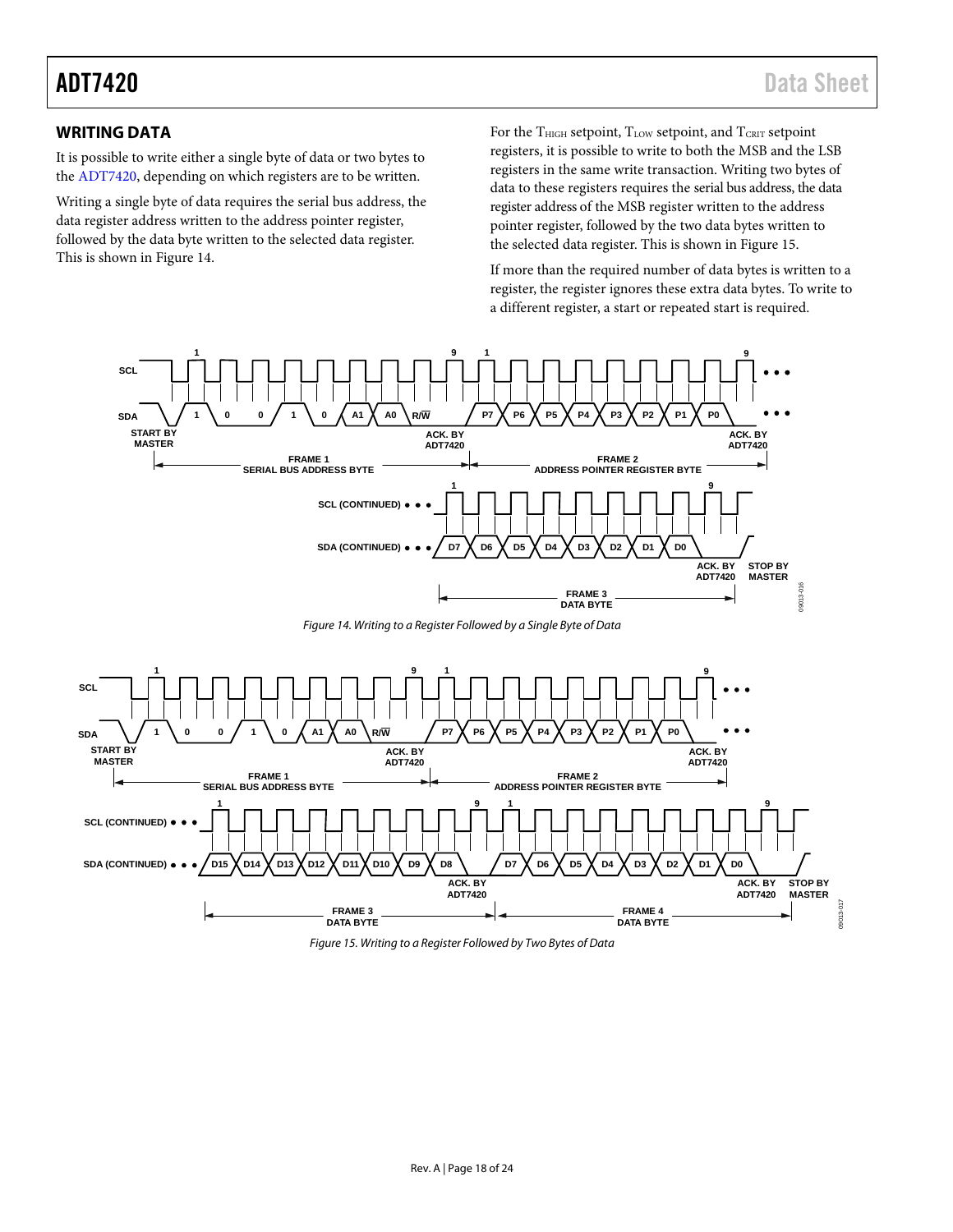## WRITING DATA

It is possible to write either a single byte of data or two bytes to the ADT7420, depending on which registers are to be written.

Writing a single byte of data requires the serial bus address, the data register address written to the address pointer register, followed by the data byte written to the selected data register. This is shown in Figure 14.

For the $T_{HIGH}$ setpoint, $T_{LOW}$ setpoint, and $T_{CRIT}$ setpoint registers, it is possible to write to both the MSB and the LSB registers in the same write transaction. Writing two bytes of data to these registers requires the serial bus address, the data register address of the MSB register written to the address pointer register, followed by the two data bytes written to the selected data register. This is shown in Figure 15.

If more than the required number of data bytes is written to a register, the register ignores these extra data bytes. To write to a different register, a start or repeated start is required.

Figure 14. Writing to a Register Followed by a Single Byte of Data

Figure 15. Writing to a Register Followed by Two Bytes of Data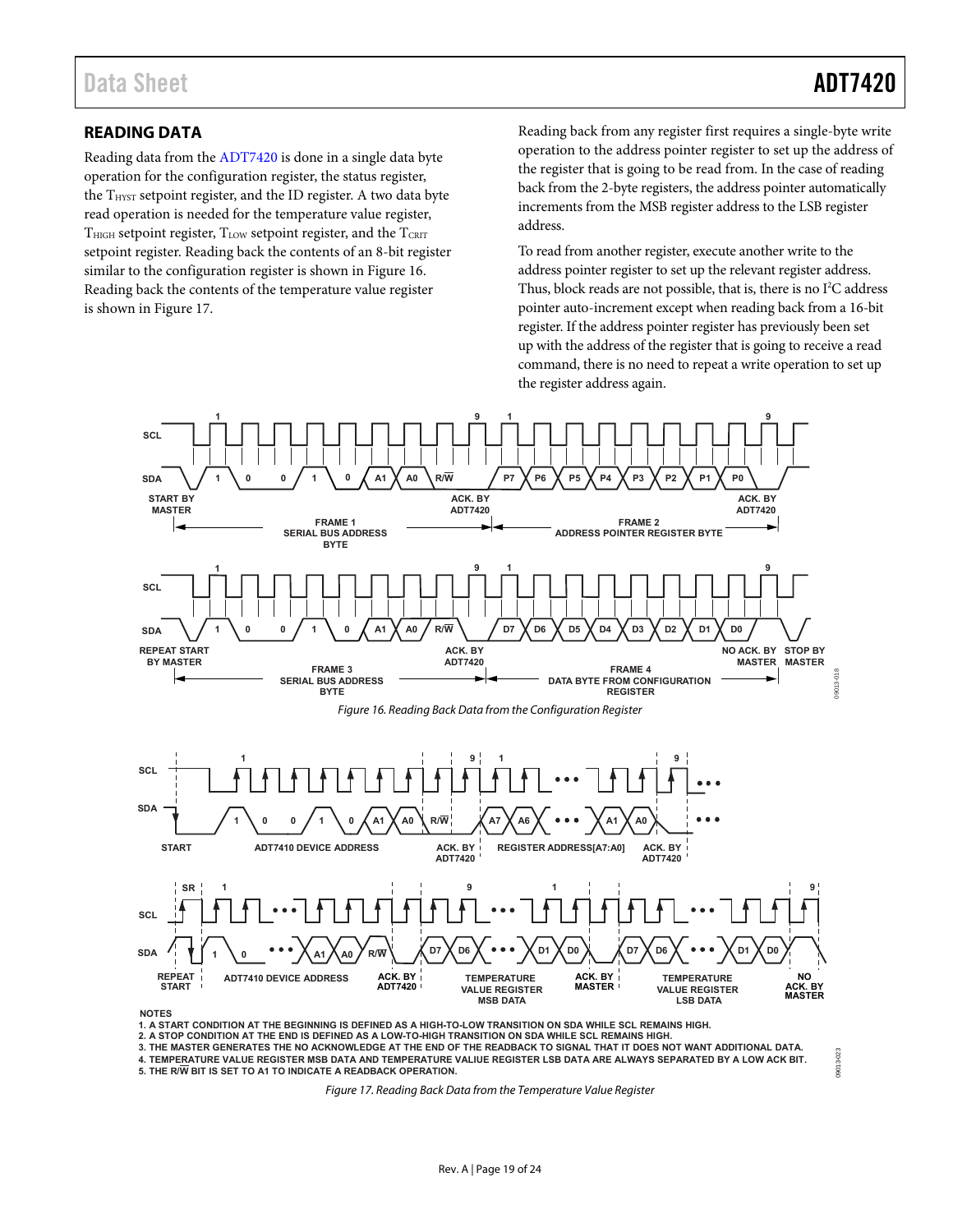## READING DATA

Reading data from the ADT7420 is done in a single data byte operation for the configuration register, the status register, the $T_{HYST}$ setpoint register, and the ID register. A two data byte read operation is needed for the temperature value register, $T_{HIGH}$ setpoint register, $T_{LOW}$ setpoint register, and the $T_{CRIT}$ setpoint register. Reading back the contents of an 8-bit register similar to the configuration register is shown in Figure 16. Reading back the contents of the temperature value register is shown in Figure 17.

Reading back from any register first requires a single-byte write operation to the address pointer register to set up the address of the register that is going to be read from. In the case of reading back from the 2-byte registers, the address pointer automatically increments from the MSB register address to the LSB register address.

To read from another register, execute another write to the address pointer register to set up the relevant register address. Thus, block reads are not possible, that is, there is no I²C address pointer auto-increment except when reading back from a 16-bit register. If the address pointer register has previously been set up with the address of the register that is going to receive a read command, there is no need to repeat a write operation to set up the register address again.

*Figure 16. Reading Back Data from the Configuration Register*

*Figure 17. Reading Back Data from the Temperature Value Register*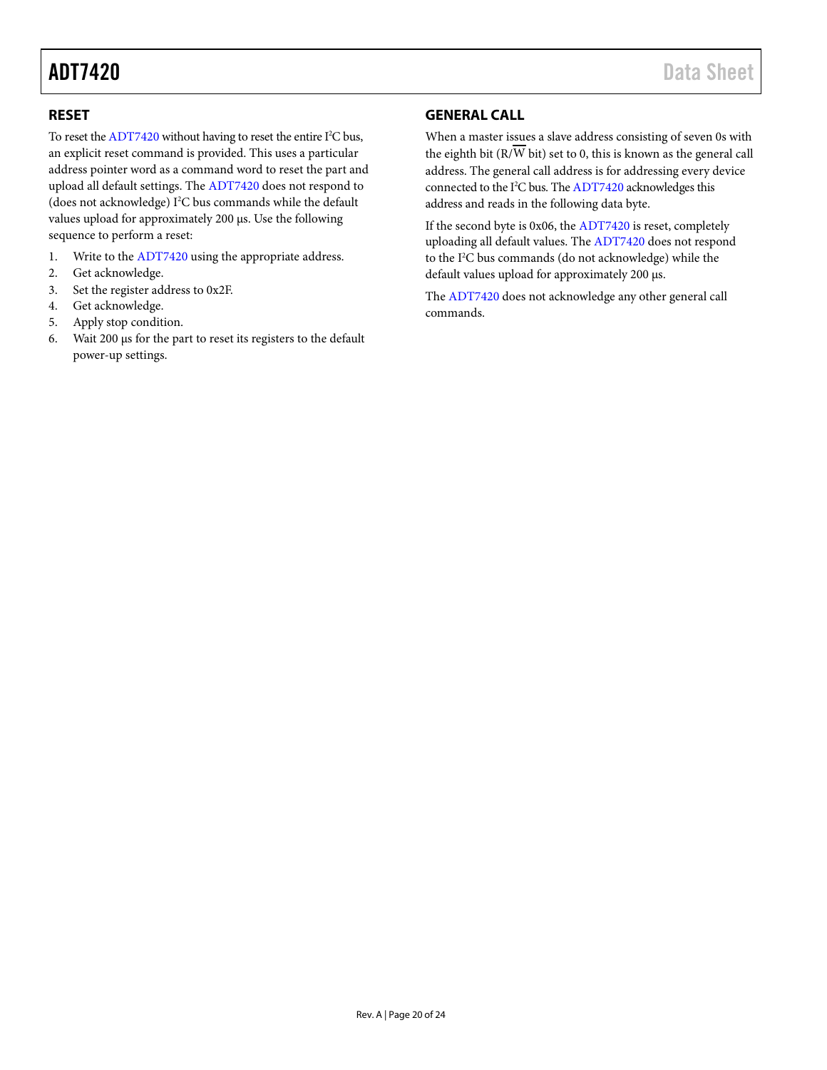## RESET

To reset the ADT7420 without having to reset the entire I²C bus, an explicit reset command is provided. This uses a particular address pointer word as a command word to reset the part and upload all default settings. The ADT7420 does not respond to (does not acknowledge) I²C bus commands while the default values upload for approximately 200 µs. Use the following sequence to perform a reset:

1. Write to the ADT7420 using the appropriate address.
2. Get acknowledge.
3. Set the register address to 0x2F.
4. Get acknowledge.
5. Apply stop condition.
6. Wait 200 µs for the part to reset its registers to the default power-up settings.

## GENERAL CALL

When a master issues a slave address consisting of seven 0s with the eighth bit ($R/\overline{W}$ bit) set to 0, this is known as the general call address. The general call address is for addressing every device connected to the I²C bus. The ADT7420 acknowledges this address and reads in the following data byte.

If the second byte is 0x06, the ADT7420 is reset, completely uploading all default values. The ADT7420 does not respond to the I²C bus commands (do not acknowledge) while the default values upload for approximately 200 µs.

The ADT7420 does not acknowledge any other general call commands.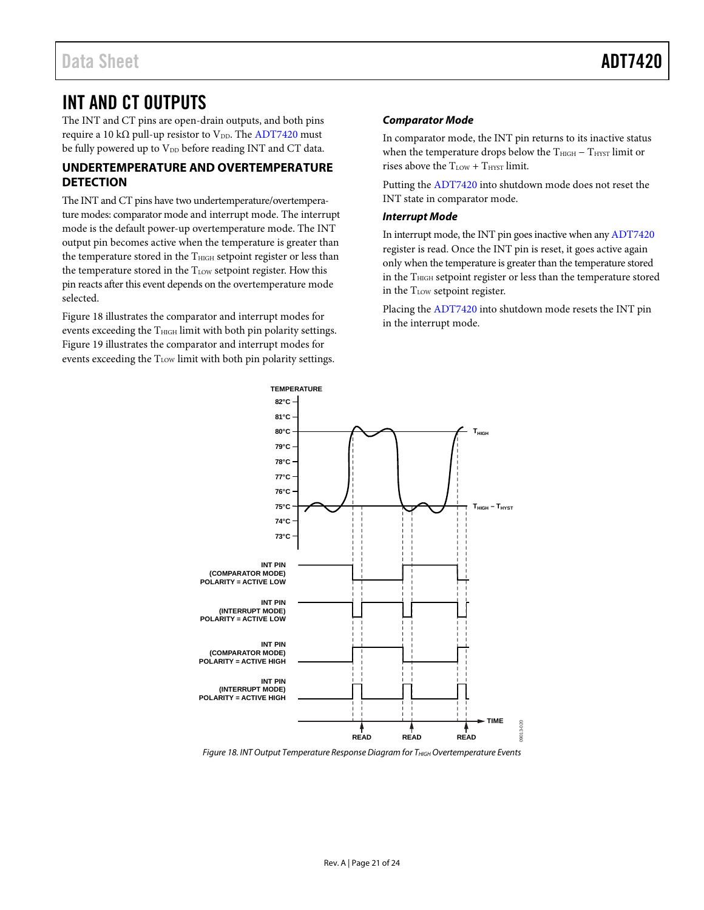# INT AND CT OUTPUTS

The INT and CT pins are open-drain outputs, and both pins require a 10 kΩ pull-up resistor to $V_{DD}$. The ADT7420 must be fully powered up to $V_{DD}$ before reading INT and CT data.

## UNDERTEMPERATURE AND OVERTEMPERATURE DETECTION

The INT and CT pins have two undertemperature/overtemperature modes: comparator mode and interrupt mode. The interrupt mode is the default power-up overtemperature mode. The INT output pin becomes active when the temperature is greater than the temperature stored in the $T_{HIGH}$ setpoint register or less than the temperature stored in the $T_{LOW}$ setpoint register. How this pin reacts after this event depends on the overtemperature mode selected.

Figure 18 illustrates the comparator and interrupt modes for events exceeding the $T_{HIGH}$ limit with both pin polarity settings. Figure 19 illustrates the comparator and interrupt modes for events exceeding the $T_{LOW}$ limit with both pin polarity settings.

### *Comparator Mode*

In comparator mode, the INT pin returns to its inactive status when the temperature drops below the $T_{HIGH} - T_{HYST}$ limit or rises above the $T_{LOW} + T_{HYST}$ limit.

Putting the ADT7420 into shutdown mode does not reset the INT state in comparator mode.

### *Interrupt Mode*

In interrupt mode, the INT pin goes inactive when any ADT7420 register is read. Once the INT pin is reset, it goes active again only when the temperature is greater than the temperature stored in the $T_{HIGH}$ setpoint register or less than the temperature stored in the $T_{LOW}$ setpoint register.

Placing the ADT7420 into shutdown mode resets the INT pin in the interrupt mode.

*Figure 18. INT Output Temperature Response Diagram for $T_{HIGH}$ Overtemperature Events*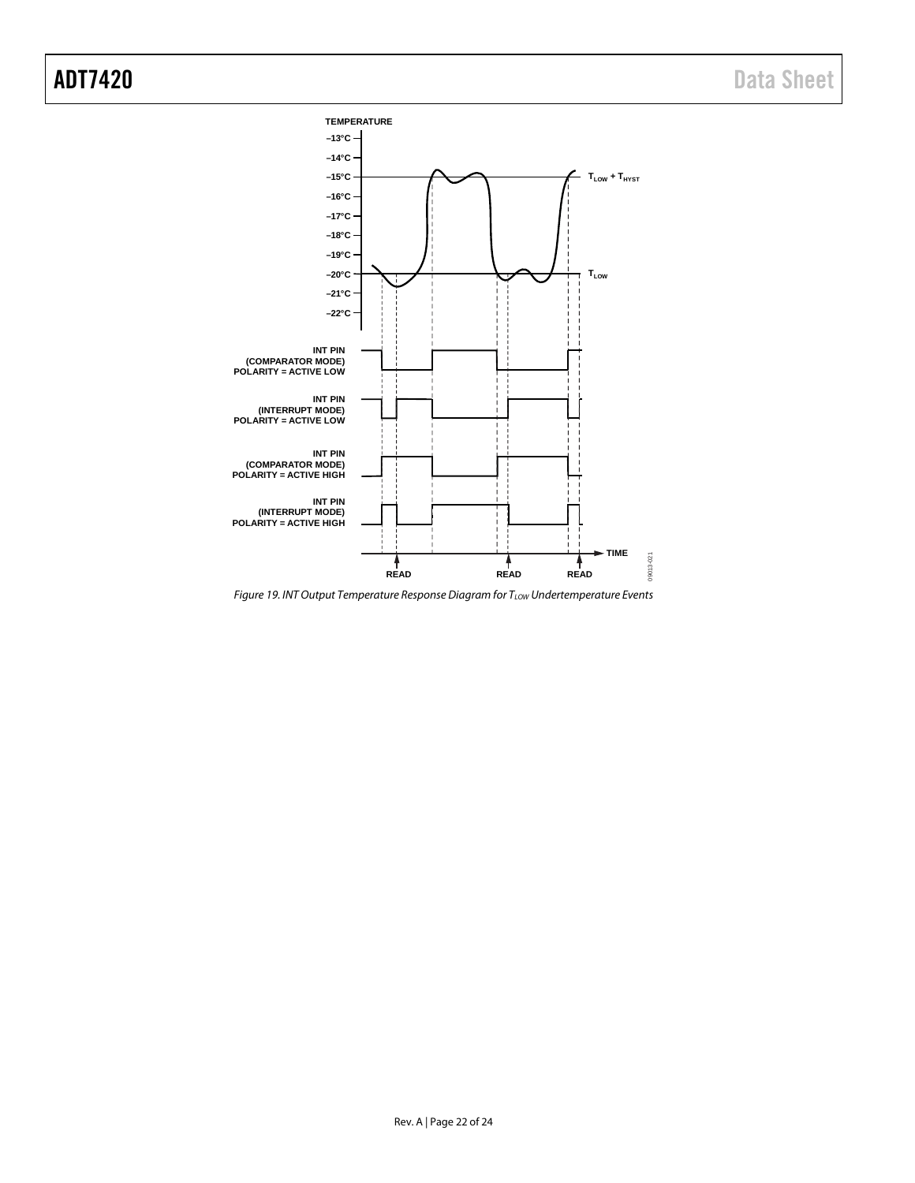Figure 19. INT Output Temperature Response Diagram for $T_{LOW}$ Undertemperature Events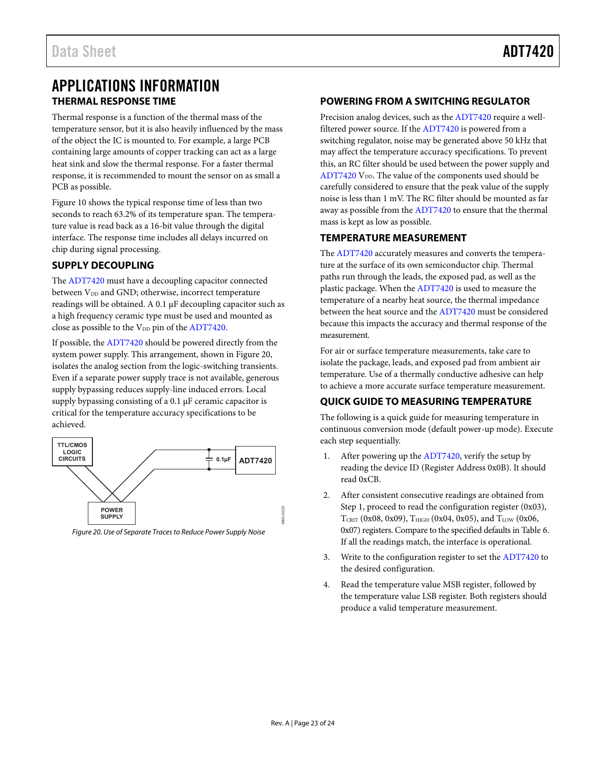# APPLICATIONS INFORMATION

## THERMAL RESPONSE TIME

Thermal response is a function of the thermal mass of the temperature sensor, but it is also heavily influenced by the mass of the object the IC is mounted to. For example, a large PCB containing large amounts of copper tracking can act as a large heat sink and slow the thermal response. For a faster thermal response, it is recommended to mount the sensor on as small a PCB as possible.

Figure 10 shows the typical response time of less than two seconds to reach 63.2% of its temperature span. The temperature value is read back as a 16-bit value through the digital interface. The response time includes all delays incurred on chip during signal processing.

## SUPPLY DECOUPLING

The ADT7420 must have a decoupling capacitor connected between $V_{DD}$ and GND; otherwise, incorrect temperature readings will be obtained. A 0.1 µF decoupling capacitor such as a high frequency ceramic type must be used and mounted as close as possible to the $V_{DD}$ pin of the ADT7420.

If possible, the ADT7420 should be powered directly from the system power supply. This arrangement, shown in Figure 20, isolates the analog section from the logic-switching transients. Even if a separate power supply trace is not available, generous supply bypassing reduces supply-line induced errors. Local supply bypassing consisting of a 0.1 µF ceramic capacitor is critical for the temperature accuracy specifications to be achieved.

*Figure 20. Use of Separate Traces to Reduce Power Supply Noise*

## POWERING FROM A SWITCHING REGULATOR

Precision analog devices, such as the ADT7420 require a well-filtered power source. If the ADT7420 is powered from a switching regulator, noise may be generated above 50 kHz that may affect the temperature accuracy specifications. To prevent this, an RC filter should be used between the power supply and ADT7420 $V_{DD}$. The value of the components used should be carefully considered to ensure that the peak value of the supply noise is less than 1 mV. The RC filter should be mounted as far away as possible from the ADT7420 to ensure that the thermal mass is kept as low as possible.

## TEMPERATURE MEASUREMENT

The ADT7420 accurately measures and converts the temperature at the surface of its own semiconductor chip. Thermal paths run through the leads, the exposed pad, as well as the plastic package. When the ADT7420 is used to measure the temperature of a nearby heat source, the thermal impedance between the heat source and the ADT7420 must be considered because this impacts the accuracy and thermal response of the measurement.

For air or surface temperature measurements, take care to isolate the package, leads, and exposed pad from ambient air temperature. Use of a thermally conductive adhesive can help to achieve a more accurate surface temperature measurement.

## QUICK GUIDE TO MEASURING TEMPERATURE

The following is a quick guide for measuring temperature in continuous conversion mode (default power-up mode). Execute each step sequentially.

1. After powering up the ADT7420, verify the setup by reading the device ID (Register Address 0x0B). It should read 0xCB.
2. After consistent consecutive readings are obtained from Step 1, proceed to read the configuration register (0x03), $T_{CRIT}$ (0x08, 0x09), $T_{HIGH}$ (0x04, 0x05), and $T_{LOW}$ (0x06, 0x07) registers. Compare to the specified defaults in Table 6. If all the readings match, the interface is operational.
3. Write to the configuration register to set the ADT7420 to the desired configuration.
4. Read the temperature value MSB register, followed by the temperature value LSB register. Both registers should produce a valid temperature measurement.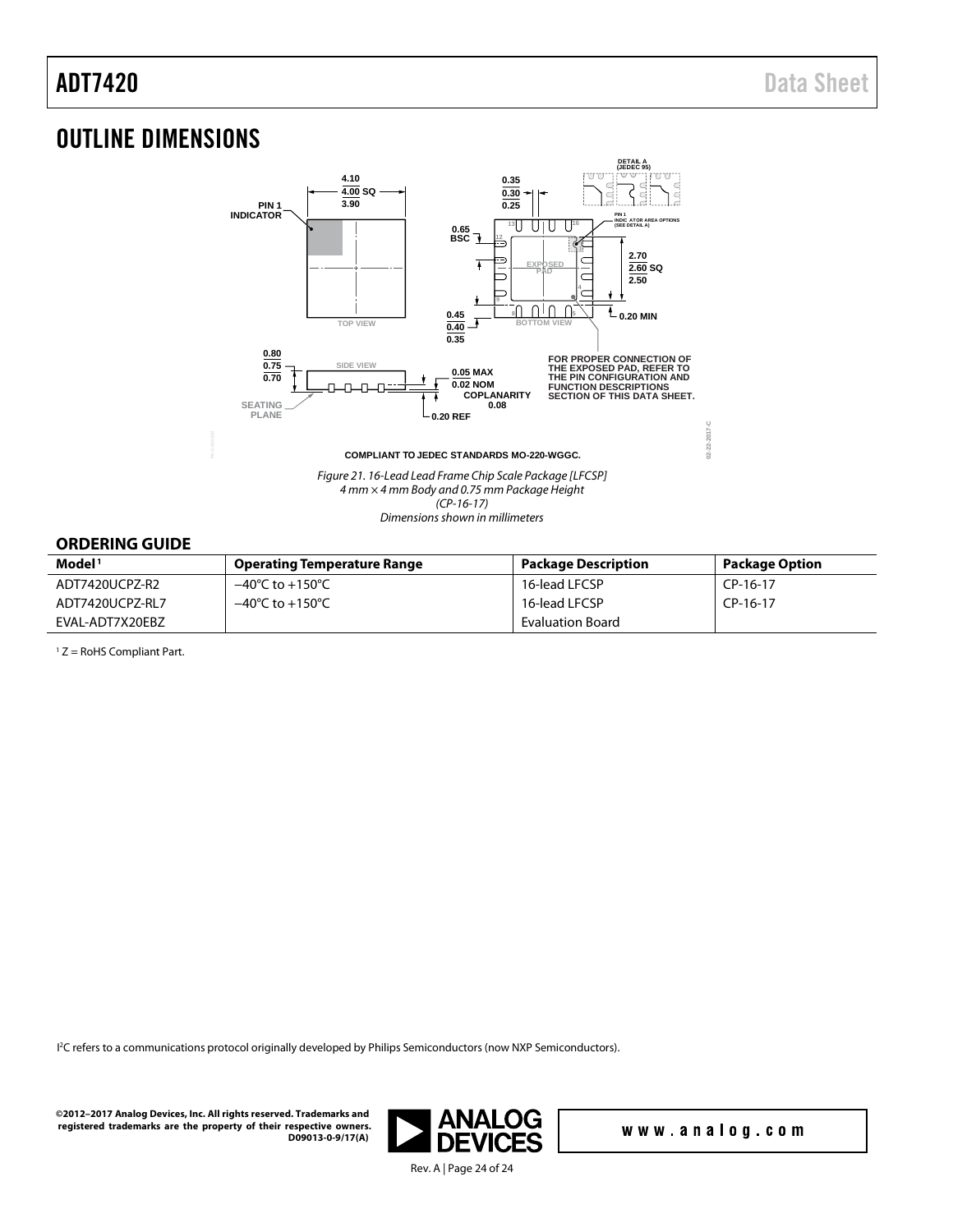# OUTLINE DIMENSIONS

DETAIL A
(JEDEC 95)

4.10
4.00 SQ
3.90

PIN 1
INDICATOR

TOP VIEW

0.35
0.30
0.25

0.65
BSC

PIN 1
INDIC ATOR AREA OPTIONS
(SEE DETAIL A)

EXPOSED
PAD

2.70
2.60 SQ
2.50

0.45
0.40
0.35

BOTTOM VIEW

0.20 MIN

0.80
0.75
0.70

SIDE VIEW

0.05 MAX
0.02 NOM

COPLANARITY
0.08

SEATING
PLANE

0.20 REF

FOR PROPER CONNECTION OF THE EXPOSED PAD, REFER TO THE PIN CONFIGURATION AND FUNCTION DESCRIPTIONS SECTION OF THIS DATA SHEET.

COMPLIANT TO JEDEC STANDARDS MO-220-WGGC.

02-22-2017-C

*Figure 21. 16-Lead Lead Frame Chip Scale Package [LFCSP]*
*4 mm × 4 mm Body and 0.75 mm Package Height*
*(CP-16-17)*
*Dimensions shown in millimeters*

## ORDERING GUIDE

| Model[1] | Operating Temperature Range | Package Description | Package Option |
|---|---|---|---|
| ADT7420UCPZ-R2 | −40°C to +150°C | 16-lead LFCSP | CP-16-17 |
| ADT7420UCPZ-RL7 | −40°C to +150°C | 16-lead LFCSP | CP-16-17 |
| EVAL-ADT7X20EBZ | | Evaluation Board | |

[1] Z = RoHS Compliant Part.

$I^2C$ refers to a communications protocol originally developed by Philips Semiconductors (now NXP Semiconductors).

**©2012–2017 Analog Devices, Inc. All rights reserved. Trademarks and registered trademarks are the property of their respective owners. D09013-0-9/17(A)**

www.analog.com